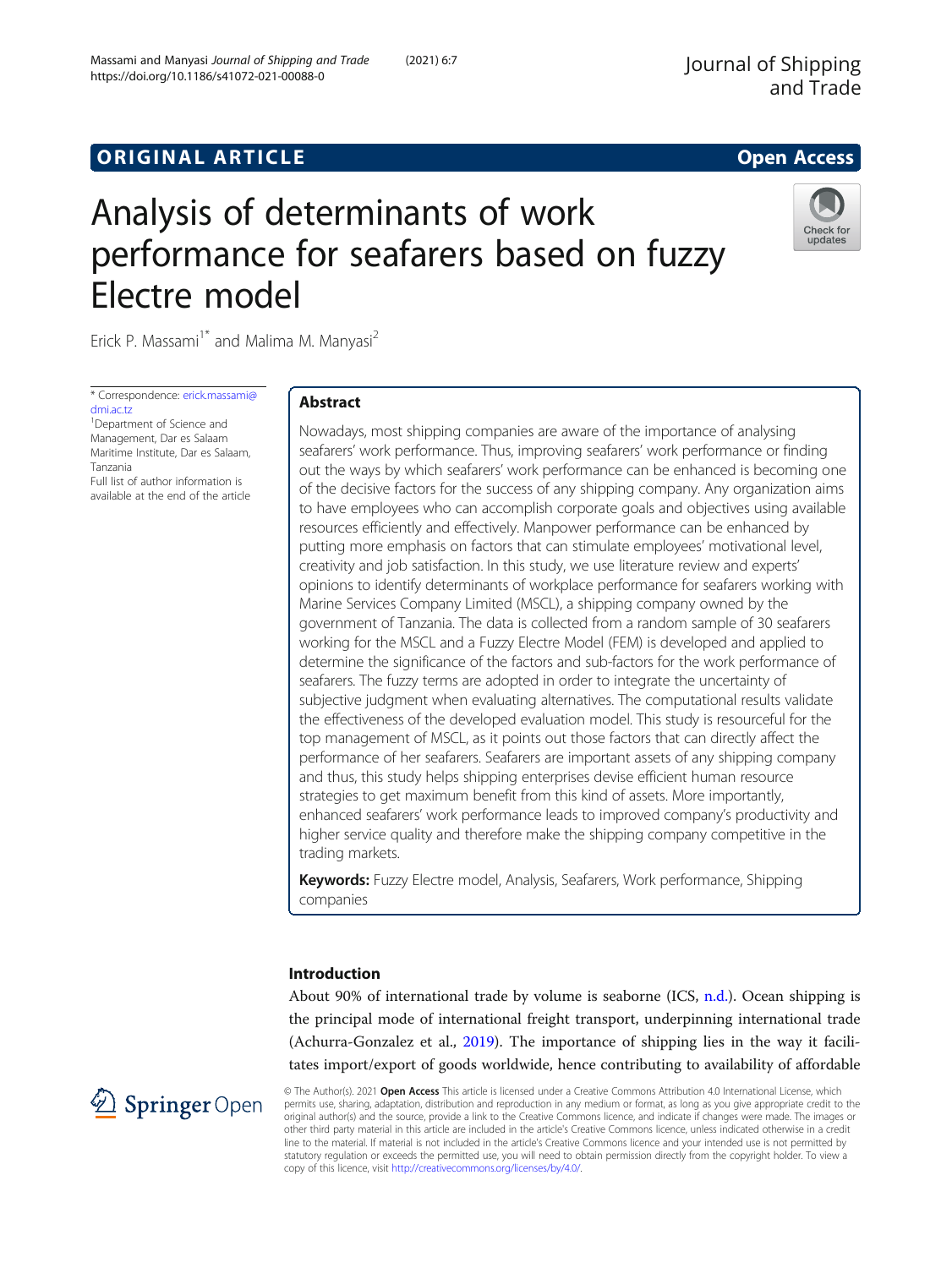ORIGINAL ARTICLE

Open Access

# Analysis of determinants of work performance for seafarers based on fuzzy Electre model

Erick P. Massami[1*] and Malima M. Manyasi[2]

\* Correspondence: erick.massami@dmi.ac.tz
[1]Department of Science and Management, Dar es Salaam Maritime Institute, Dar es Salaam, Tanzania
Full list of author information is available at the end of the article

## Abstract

Nowadays, most shipping companies are aware of the importance of analysing seafarers' work performance. Thus, improving seafarers' work performance or finding out the ways by which seafarers' work performance can be enhanced is becoming one of the decisive factors for the success of any shipping company. Any organization aims to have employees who can accomplish corporate goals and objectives using available resources efficiently and effectively. Manpower performance can be enhanced by putting more emphasis on factors that can stimulate employees' motivational level, creativity and job satisfaction. In this study, we use literature review and experts' opinions to identify determinants of workplace performance for seafarers working with Marine Services Company Limited (MSCL), a shipping company owned by the government of Tanzania. The data is collected from a random sample of 30 seafarers working for the MSCL and a Fuzzy Electre Model (FEM) is developed and applied to determine the significance of the factors and sub-factors for the work performance of seafarers. The fuzzy terms are adopted in order to integrate the uncertainty of subjective judgment when evaluating alternatives. The computational results validate the effectiveness of the developed evaluation model. This study is resourceful for the top management of MSCL, as it points out those factors that can directly affect the performance of her seafarers. Seafarers are important assets of any shipping company and thus, this study helps shipping enterprises devise efficient human resource strategies to get maximum benefit from this kind of assets. More importantly, enhanced seafarers' work performance leads to improved company's productivity and higher service quality and therefore make the shipping company competitive in the trading markets.

**Keywords:** Fuzzy Electre model, Analysis, Seafarers, Work performance, Shipping companies

## Introduction

About 90% of international trade by volume is seaborne (ICS, n.d.). Ocean shipping is the principal mode of international freight transport, underpinning international trade (Achurra-Gonzalez et al., 2019). The importance of shipping lies in the way it facilitates import/export of goods worldwide, hence contributing to availability of affordable

© The Author(s). 2021 **Open Access** This article is licensed under a Creative Commons Attribution 4.0 International License, which permits use, sharing, adaptation, distribution and reproduction in any medium or format, as long as you give appropriate credit to the original author(s) and the source, provide a link to the Creative Commons licence, and indicate if changes were made. The images or other third party material in this article are included in the article's Creative Commons licence, unless indicated otherwise in a credit line to the material. If material is not included in the article's Creative Commons licence and your intended use is not permitted by statutory regulation or exceeds the permitted use, you will need to obtain permission directly from the copyright holder. To view a copy of this licence, visit http://creativecommons.org/licenses/by/4.0/.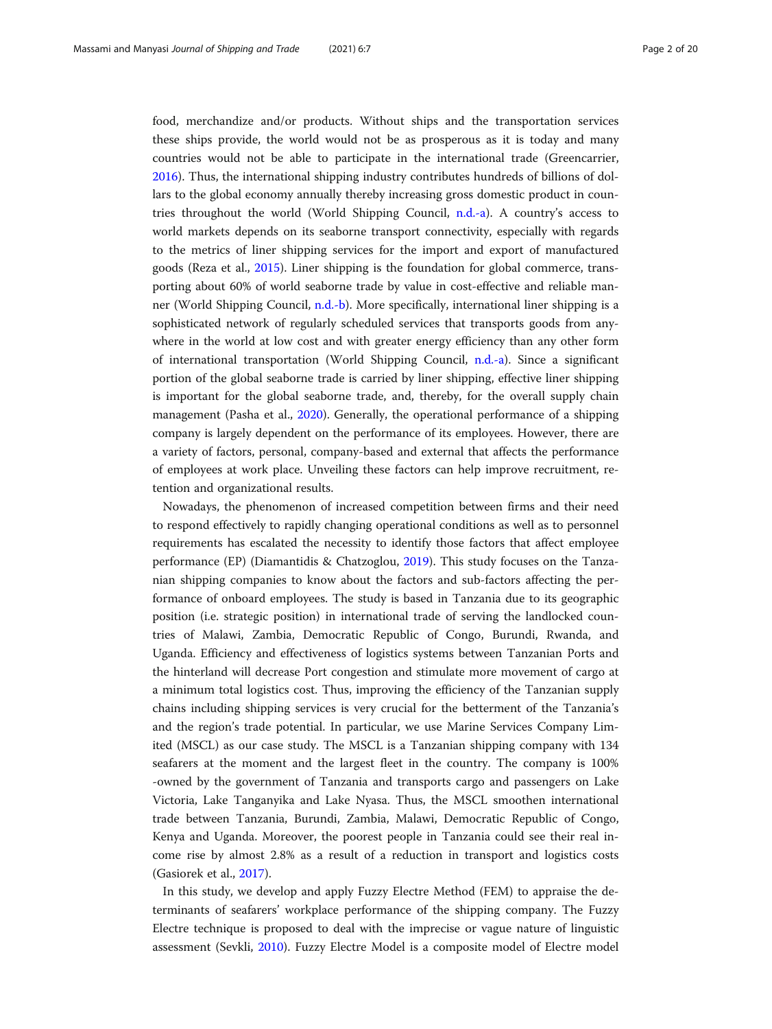food, merchandize and/or products. Without ships and the transportation services these ships provide, the world would not be as prosperous as it is today and many countries would not be able to participate in the international trade (Greencarrier, 2016). Thus, the international shipping industry contributes hundreds of billions of dollars to the global economy annually thereby increasing gross domestic product in countries throughout the world (World Shipping Council, n.d.-a). A country's access to world markets depends on its seaborne transport connectivity, especially with regards to the metrics of liner shipping services for the import and export of manufactured goods (Reza et al., 2015). Liner shipping is the foundation for global commerce, transporting about 60% of world seaborne trade by value in cost-effective and reliable manner (World Shipping Council, n.d.-b). More specifically, international liner shipping is a sophisticated network of regularly scheduled services that transports goods from anywhere in the world at low cost and with greater energy efficiency than any other form of international transportation (World Shipping Council, n.d.-a). Since a significant portion of the global seaborne trade is carried by liner shipping, effective liner shipping is important for the global seaborne trade, and, thereby, for the overall supply chain management (Pasha et al., 2020). Generally, the operational performance of a shipping company is largely dependent on the performance of its employees. However, there are a variety of factors, personal, company-based and external that affects the performance of employees at work place. Unveiling these factors can help improve recruitment, retention and organizational results.

Nowadays, the phenomenon of increased competition between firms and their need to respond effectively to rapidly changing operational conditions as well as to personnel requirements has escalated the necessity to identify those factors that affect employee performance (EP) (Diamantidis & Chatzoglou, 2019). This study focuses on the Tanzanian shipping companies to know about the factors and sub-factors affecting the performance of onboard employees. The study is based in Tanzania due to its geographic position (i.e. strategic position) in international trade of serving the landlocked countries of Malawi, Zambia, Democratic Republic of Congo, Burundi, Rwanda, and Uganda. Efficiency and effectiveness of logistics systems between Tanzanian Ports and the hinterland will decrease Port congestion and stimulate more movement of cargo at a minimum total logistics cost. Thus, improving the efficiency of the Tanzanian supply chains including shipping services is very crucial for the betterment of the Tanzania's and the region's trade potential. In particular, we use Marine Services Company Limited (MSCL) as our case study. The MSCL is a Tanzanian shipping company with 134 seafarers at the moment and the largest fleet in the country. The company is 100% -owned by the government of Tanzania and transports cargo and passengers on Lake Victoria, Lake Tanganyika and Lake Nyasa. Thus, the MSCL smoothen international trade between Tanzania, Burundi, Zambia, Malawi, Democratic Republic of Congo, Kenya and Uganda. Moreover, the poorest people in Tanzania could see their real income rise by almost 2.8% as a result of a reduction in transport and logistics costs (Gasiorek et al., 2017).

In this study, we develop and apply Fuzzy Electre Method (FEM) to appraise the determinants of seafarers' workplace performance of the shipping company. The Fuzzy Electre technique is proposed to deal with the imprecise or vague nature of linguistic assessment (Sevkli, 2010). Fuzzy Electre Model is a composite model of Electre model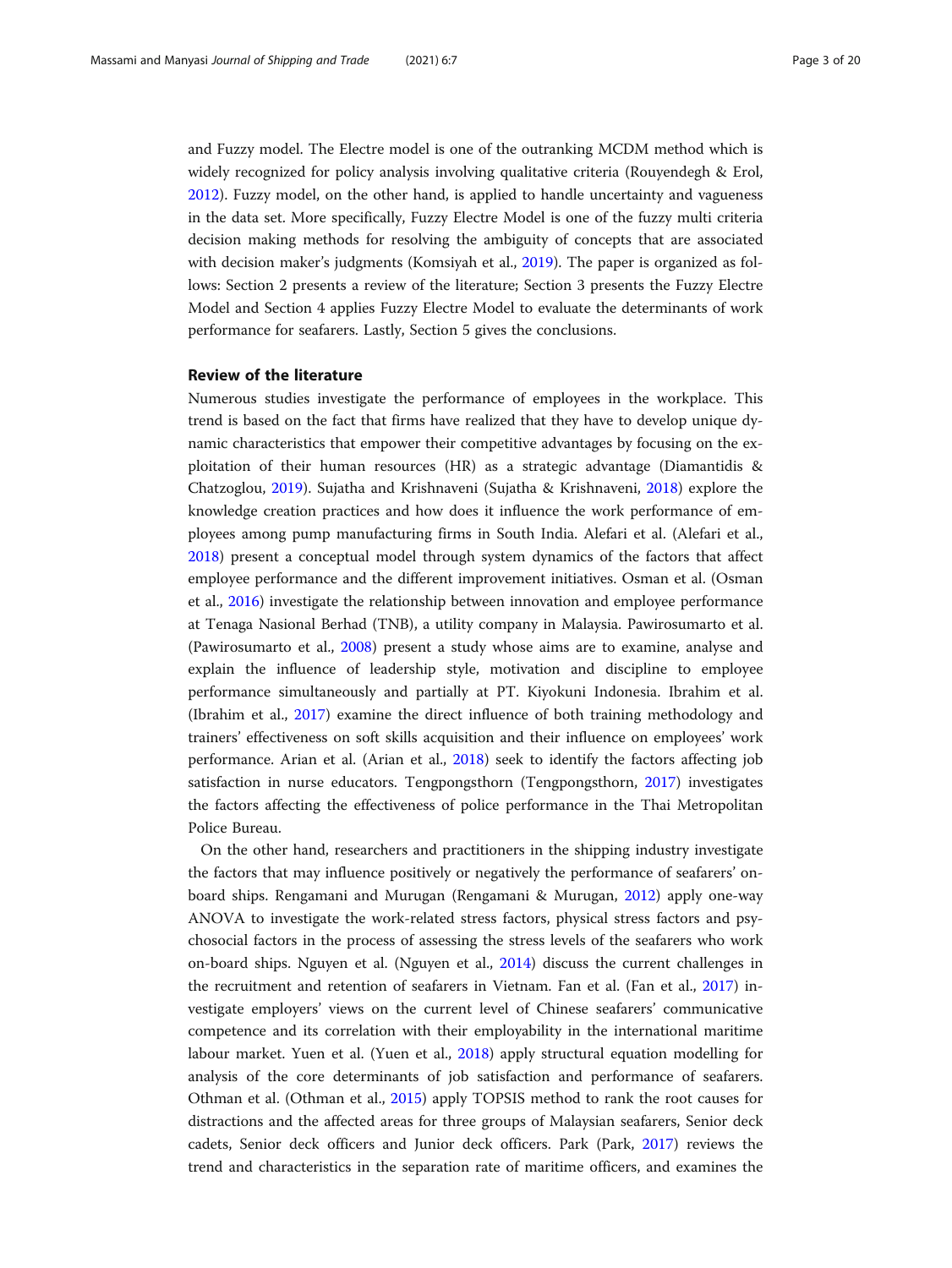and Fuzzy model. The Electre model is one of the outranking MCDM method which is widely recognized for policy analysis involving qualitative criteria (Rouyendegh & Erol, 2012). Fuzzy model, on the other hand, is applied to handle uncertainty and vagueness in the data set. More specifically, Fuzzy Electre Model is one of the fuzzy multi criteria decision making methods for resolving the ambiguity of concepts that are associated with decision maker's judgments (Komsiyah et al., 2019). The paper is organized as follows: Section 2 presents a review of the literature; Section 3 presents the Fuzzy Electre Model and Section 4 applies Fuzzy Electre Model to evaluate the determinants of work performance for seafarers. Lastly, Section 5 gives the conclusions.

## Review of the literature

Numerous studies investigate the performance of employees in the workplace. This trend is based on the fact that firms have realized that they have to develop unique dynamic characteristics that empower their competitive advantages by focusing on the exploitation of their human resources (HR) as a strategic advantage (Diamantidis & Chatzoglou, 2019). Sujatha and Krishnaveni (Sujatha & Krishnaveni, 2018) explore the knowledge creation practices and how does it influence the work performance of employees among pump manufacturing firms in South India. Alefari et al. (Alefari et al., 2018) present a conceptual model through system dynamics of the factors that affect employee performance and the different improvement initiatives. Osman et al. (Osman et al., 2016) investigate the relationship between innovation and employee performance at Tenaga Nasional Berhad (TNB), a utility company in Malaysia. Pawirosumarto et al. (Pawirosumarto et al., 2008) present a study whose aims are to examine, analyse and explain the influence of leadership style, motivation and discipline to employee performance simultaneously and partially at PT. Kiyokuni Indonesia. Ibrahim et al. (Ibrahim et al., 2017) examine the direct influence of both training methodology and trainers' effectiveness on soft skills acquisition and their influence on employees' work performance. Arian et al. (Arian et al., 2018) seek to identify the factors affecting job satisfaction in nurse educators. Tengpongsthorn (Tengpongsthorn, 2017) investigates the factors affecting the effectiveness of police performance in the Thai Metropolitan Police Bureau.

On the other hand, researchers and practitioners in the shipping industry investigate the factors that may influence positively or negatively the performance of seafarers' on-board ships. Rengamani and Murugan (Rengamani & Murugan, 2012) apply one-way ANOVA to investigate the work-related stress factors, physical stress factors and psychosocial factors in the process of assessing the stress levels of the seafarers who work on-board ships. Nguyen et al. (Nguyen et al., 2014) discuss the current challenges in the recruitment and retention of seafarers in Vietnam. Fan et al. (Fan et al., 2017) investigate employers' views on the current level of Chinese seafarers' communicative competence and its correlation with their employability in the international maritime labour market. Yuen et al. (Yuen et al., 2018) apply structural equation modelling for analysis of the core determinants of job satisfaction and performance of seafarers. Othman et al. (Othman et al., 2015) apply TOPSIS method to rank the root causes for distractions and the affected areas for three groups of Malaysian seafarers, Senior deck cadets, Senior deck officers and Junior deck officers. Park (Park, 2017) reviews the trend and characteristics in the separation rate of maritime officers, and examines the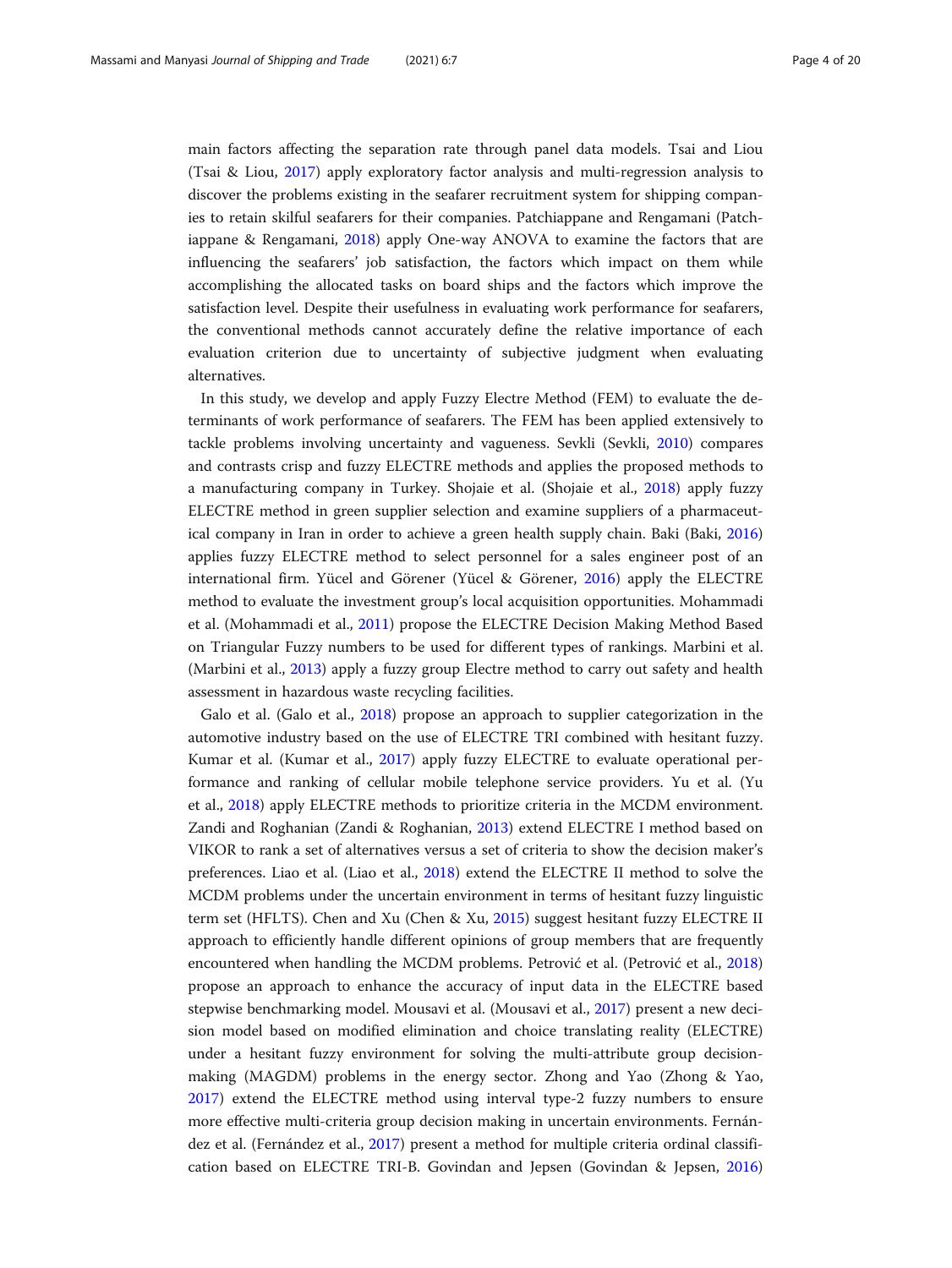main factors affecting the separation rate through panel data models. Tsai and Liou (Tsai & Liou, 2017) apply exploratory factor analysis and multi-regression analysis to discover the problems existing in the seafarer recruitment system for shipping companies to retain skilful seafarers for their companies. Patchiappane and Rengamani (Patchiappane & Rengamani, 2018) apply One-way ANOVA to examine the factors that are influencing the seafarers' job satisfaction, the factors which impact on them while accomplishing the allocated tasks on board ships and the factors which improve the satisfaction level. Despite their usefulness in evaluating work performance for seafarers, the conventional methods cannot accurately define the relative importance of each evaluation criterion due to uncertainty of subjective judgment when evaluating alternatives.

In this study, we develop and apply Fuzzy Electre Method (FEM) to evaluate the determinants of work performance of seafarers. The FEM has been applied extensively to tackle problems involving uncertainty and vagueness. Sevkli (Sevkli, 2010) compares and contrasts crisp and fuzzy ELECTRE methods and applies the proposed methods to a manufacturing company in Turkey. Shojaie et al. (Shojaie et al., 2018) apply fuzzy ELECTRE method in green supplier selection and examine suppliers of a pharmaceutical company in Iran in order to achieve a green health supply chain. Baki (Baki, 2016) applies fuzzy ELECTRE method to select personnel for a sales engineer post of an international firm. Yücel and Görener (Yücel & Görener, 2016) apply the ELECTRE method to evaluate the investment group's local acquisition opportunities. Mohammadi et al. (Mohammadi et al., 2011) propose the ELECTRE Decision Making Method Based on Triangular Fuzzy numbers to be used for different types of rankings. Marbini et al. (Marbini et al., 2013) apply a fuzzy group Electre method to carry out safety and health assessment in hazardous waste recycling facilities.

Galo et al. (Galo et al., 2018) propose an approach to supplier categorization in the automotive industry based on the use of ELECTRE TRI combined with hesitant fuzzy. Kumar et al. (Kumar et al., 2017) apply fuzzy ELECTRE to evaluate operational performance and ranking of cellular mobile telephone service providers. Yu et al. (Yu et al., 2018) apply ELECTRE methods to prioritize criteria in the MCDM environment. Zandi and Roghanian (Zandi & Roghanian, 2013) extend ELECTRE I method based on VIKOR to rank a set of alternatives versus a set of criteria to show the decision maker's preferences. Liao et al. (Liao et al., 2018) extend the ELECTRE II method to solve the MCDM problems under the uncertain environment in terms of hesitant fuzzy linguistic term set (HFLTS). Chen and Xu (Chen & Xu, 2015) suggest hesitant fuzzy ELECTRE II approach to efficiently handle different opinions of group members that are frequently encountered when handling the MCDM problems. Petrović et al. (Petrović et al., 2018) propose an approach to enhance the accuracy of input data in the ELECTRE based stepwise benchmarking model. Mousavi et al. (Mousavi et al., 2017) present a new decision model based on modified elimination and choice translating reality (ELECTRE) under a hesitant fuzzy environment for solving the multi-attribute group decision-making (MAGDM) problems in the energy sector. Zhong and Yao (Zhong & Yao, 2017) extend the ELECTRE method using interval type-2 fuzzy numbers to ensure more effective multi-criteria group decision making in uncertain environments. Fernández et al. (Fernández et al., 2017) present a method for multiple criteria ordinal classification based on ELECTRE TRI-B. Govindan and Jepsen (Govindan & Jepsen, 2016)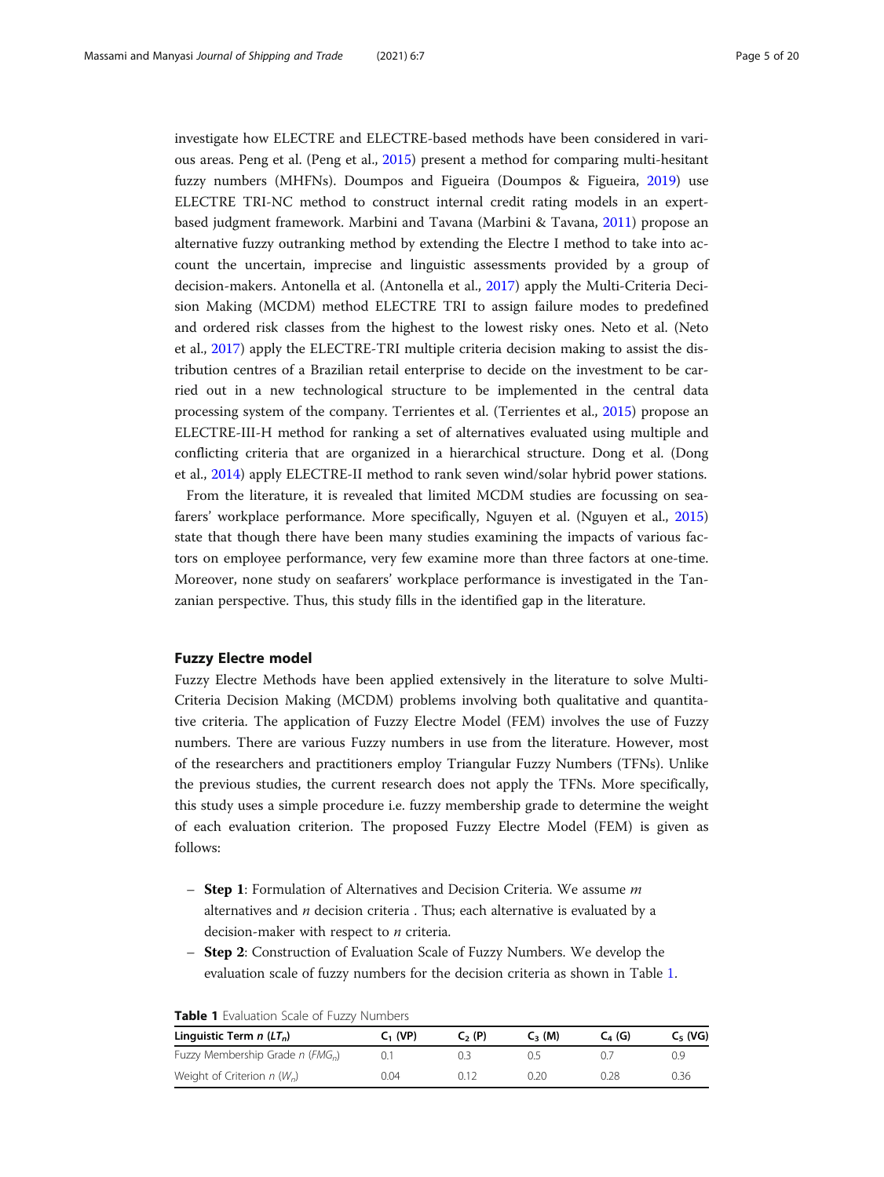investigate how ELECTRE and ELECTRE-based methods have been considered in various areas. Peng et al. (Peng et al., 2015) present a method for comparing multi-hesitant fuzzy numbers (MHFNs). Doumpos and Figueira (Doumpos & Figueira, 2019) use ELECTRE TRI-NC method to construct internal credit rating models in an expert-based judgment framework. Marbini and Tavana (Marbini & Tavana, 2011) propose an alternative fuzzy outranking method by extending the Electre I method to take into account the uncertain, imprecise and linguistic assessments provided by a group of decision-makers. Antonella et al. (Antonella et al., 2017) apply the Multi-Criteria Decision Making (MCDM) method ELECTRE TRI to assign failure modes to predefined and ordered risk classes from the highest to the lowest risky ones. Neto et al. (Neto et al., 2017) apply the ELECTRE-TRI multiple criteria decision making to assist the distribution centres of a Brazilian retail enterprise to decide on the investment to be carried out in a new technological structure to be implemented in the central data processing system of the company. Terrientes et al. (Terrientes et al., 2015) propose an ELECTRE-III-H method for ranking a set of alternatives evaluated using multiple and conflicting criteria that are organized in a hierarchical structure. Dong et al. (Dong et al., 2014) apply ELECTRE-II method to rank seven wind/solar hybrid power stations.

From the literature, it is revealed that limited MCDM studies are focussing on seafarers' workplace performance. More specifically, Nguyen et al. (Nguyen et al., 2015) state that though there have been many studies examining the impacts of various factors on employee performance, very few examine more than three factors at one-time. Moreover, none study on seafarers' workplace performance is investigated in the Tanzanian perspective. Thus, this study fills in the identified gap in the literature.

### Fuzzy Electre model

Fuzzy Electre Methods have been applied extensively in the literature to solve Multi-Criteria Decision Making (MCDM) problems involving both qualitative and quantitative criteria. The application of Fuzzy Electre Model (FEM) involves the use of Fuzzy numbers. There are various Fuzzy numbers in use from the literature. However, most of the researchers and practitioners employ Triangular Fuzzy Numbers (TFNs). Unlike the previous studies, the current research does not apply the TFNs. More specifically, this study uses a simple procedure i.e. fuzzy membership grade to determine the weight of each evaluation criterion. The proposed Fuzzy Electre Model (FEM) is given as follows:

- **Step 1**: Formulation of Alternatives and Decision Criteria. We assume $m$ alternatives and $n$ decision criteria . Thus; each alternative is evaluated by a decision-maker with respect to $n$ criteria.
- **Step 2**: Construction of Evaluation Scale of Fuzzy Numbers. We develop the evaluation scale of fuzzy numbers for the decision criteria as shown in Table 1.

**Table 1** Evaluation Scale of Fuzzy Numbers

| Linguistic Term $n$ ($LT_n$) | $C_1$ (VP) | $C_2$ (P) | $C_3$ (M) | $C_4$ (G) | $C_5$ (VG) |
|---|---|---|---|---|---|
| Fuzzy Membership Grade $n$ ($FMG_n$) | 0.1 | 0.3 | 0.5 | 0.7 | 0.9 |
| Weight of Criterion $n$ ($W_n$) | 0.04 | 0.12 | 0.20 | 0.28 | 0.36 |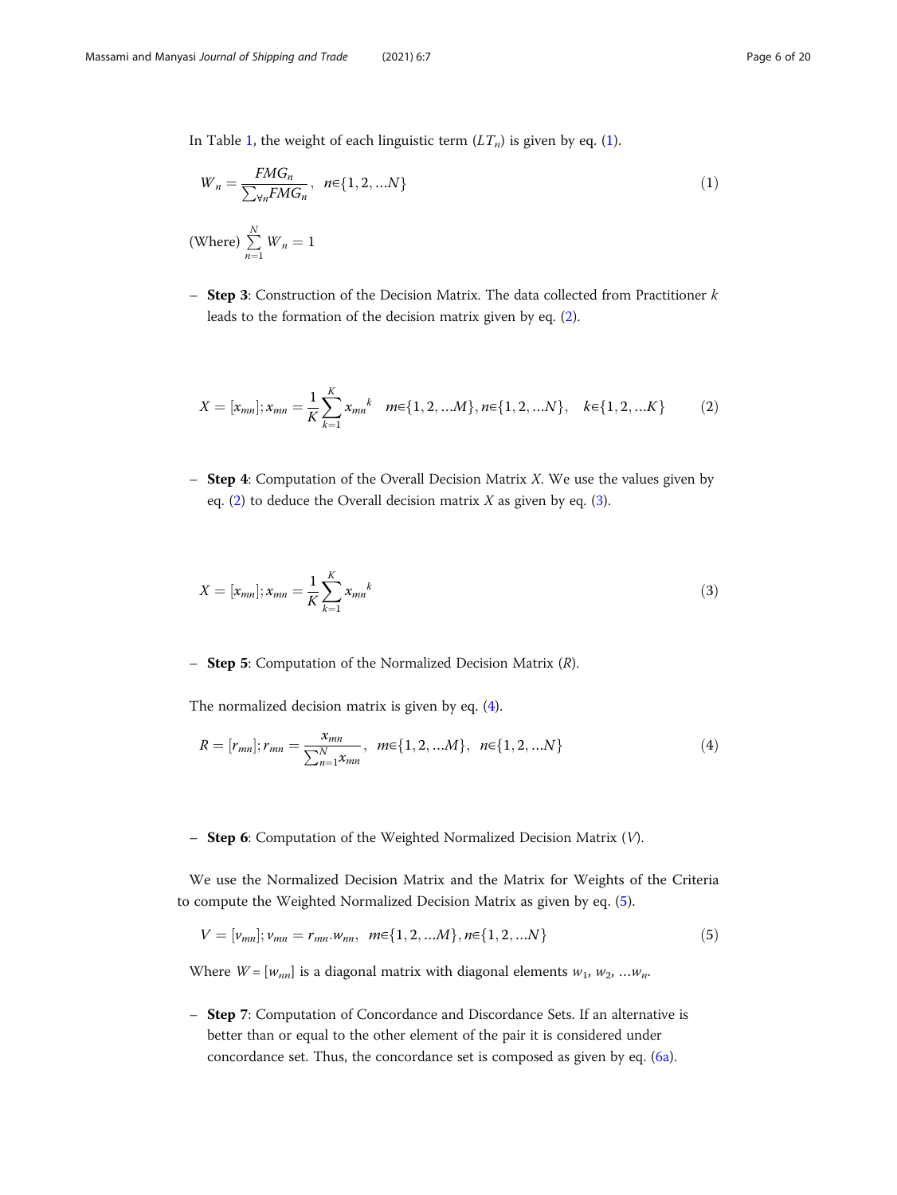In Table 1, the weight of each linguistic term ($LT_n$) is given by eq. (1).

$$W_n = \frac{FMG_n}{\sum_{\forall n} FMG_n}, \quad n \in \{1, 2, \ldots N\} \tag{1}$$

(Where) $\sum_{n=1}^{N} W_n = 1$

- **Step 3**: Construction of the Decision Matrix. The data collected from Practitioner $k$ leads to the formation of the decision matrix given by eq. (2).

$$X = [x_{mn}]; x_{mn} = \frac{1}{K} \sum_{k=1}^{K} x_{mn}{}^{k} \quad m \in \{1, 2, \ldots M\}, n \in \{1, 2, \ldots N\}, \quad k \in \{1, 2, \ldots K\} \tag{2}$$

- **Step 4**: Computation of the Overall Decision Matrix $X$. We use the values given by eq. (2) to deduce the Overall decision matrix $X$ as given by eq. (3).

$$X = [x_{mn}]; x_{mn} = \frac{1}{K} \sum_{k=1}^{K} x_{mn}{}^{k} \tag{3}$$

- **Step 5**: Computation of the Normalized Decision Matrix ($R$).

The normalized decision matrix is given by eq. (4).

$$R = [r_{mn}]; r_{mn} = \frac{x_{mn}}{\sum_{n=1}^{N} x_{mn}}, \quad m \in \{1, 2, \ldots M\}, \quad n \in \{1, 2, \ldots N\} \tag{4}$$

- **Step 6**: Computation of the Weighted Normalized Decision Matrix ($V$).

We use the Normalized Decision Matrix and the Matrix for Weights of the Criteria to compute the Weighted Normalized Decision Matrix as given by eq. (5).

$$V = [v_{mn}]; v_{mn} = r_{mn}.w_{nn}, \quad m \in \{1, 2, \ldots M\}, n \in \{1, 2, \ldots N\} \tag{5}$$

Where $W = [w_{nn}]$ is a diagonal matrix with diagonal elements $w_1, w_2, \ldots w_n$.

- **Step 7**: Computation of Concordance and Discordance Sets. If an alternative is better than or equal to the other element of the pair it is considered under concordance set. Thus, the concordance set is composed as given by eq. (6a).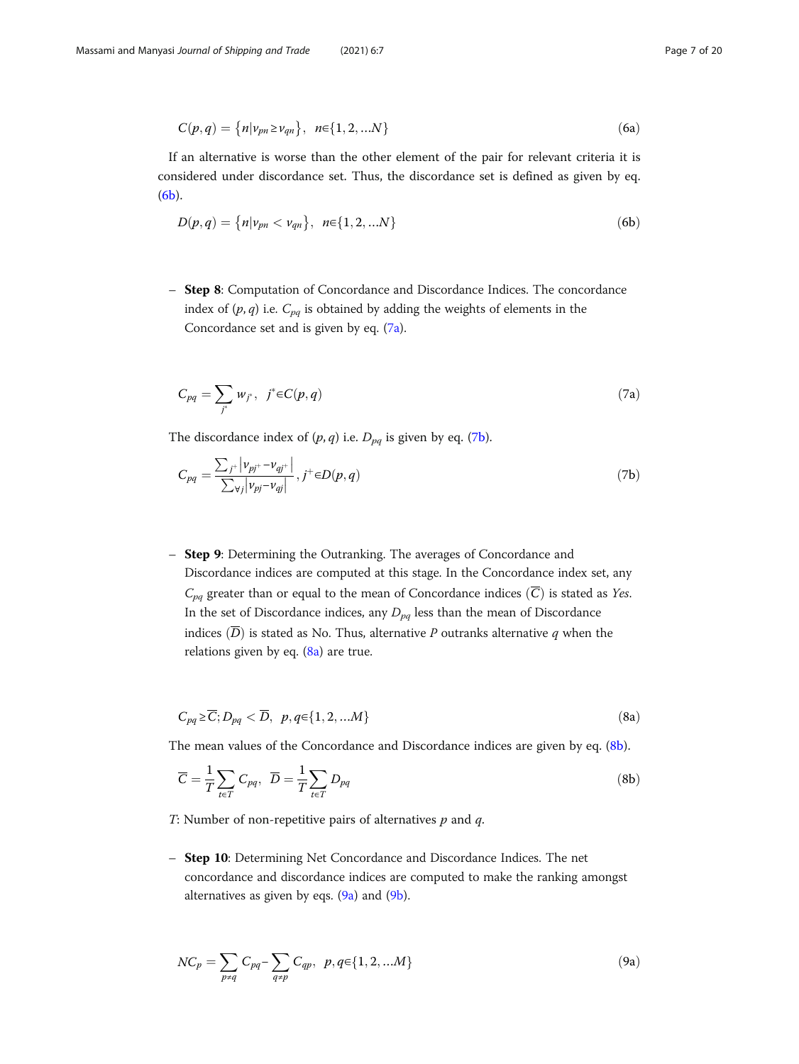$$C(p,q) = \{n | v_{pn} \geq v_{qn}\}, \quad n \in \{1, 2, \ldots N\} \tag{6a}$$

If an alternative is worse than the other element of the pair for relevant criteria it is considered under discordance set. Thus, the discordance set is defined as given by eq. (6b).

$$D(p,q) = \{n | v_{pn} < v_{qn}\}, \quad n \in \{1, 2, \ldots N\} \tag{6b}$$

- **Step 8**: Computation of Concordance and Discordance Indices. The concordance index of $(p, q)$ i.e. $C_{pq}$ is obtained by adding the weights of elements in the Concordance set and is given by eq. (7a).

$$C_{pq} = \sum_{j^*} w_{j^*}, \quad j^* \in C(p,q) \tag{7a}$$

The discordance index of $(p, q)$ i.e. $D_{pq}$ is given by eq. (7b).

$$C_{pq} = \frac{\sum_{j^+} |v_{pj^+} - v_{qj^+}|}{\sum_{\forall j} |v_{pj} - v_{qj}|}, \; j^+ \in D(p,q) \tag{7b}$$

- **Step 9**: Determining the Outranking. The averages of Concordance and Discordance indices are computed at this stage. In the Concordance index set, any $C_{pq}$ greater than or equal to the mean of Concordance indices ($\overline{C}$) is stated as *Yes*. In the set of Discordance indices, any $D_{pq}$ less than the mean of Discordance indices ($\overline{D}$) is stated as No. Thus, alternative $P$ outranks alternative $q$ when the relations given by eq. (8a) are true.

$$C_{pq} \geq \overline{C}; D_{pq} < \overline{D}, \quad p, q \in \{1, 2, \ldots M\} \tag{8a}$$

The mean values of the Concordance and Discordance indices are given by eq. (8b).

$$\overline{C} = \frac{1}{T} \sum_{t \in T} C_{pq}, \quad \overline{D} = \frac{1}{T} \sum_{t \in T} D_{pq} \tag{8b}$$

$T$: Number of non-repetitive pairs of alternatives $p$ and $q$.

- **Step 10**: Determining Net Concordance and Discordance Indices. The net concordance and discordance indices are computed to make the ranking amongst alternatives as given by eqs. (9a) and (9b).

$$NC_p = \sum_{p \neq q} C_{pq} - \sum_{q \neq p} C_{qp}, \quad p, q \in \{1, 2, \ldots M\} \tag{9a}$$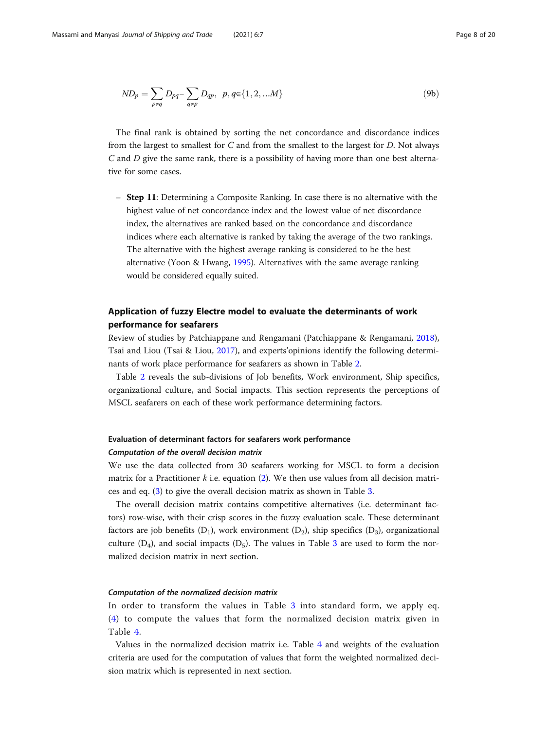$$ND_p = \sum_{p \neq q} D_{pq} - \sum_{q \neq p} D_{qp}, \quad p, q \in \{1, 2, \ldots M\} \tag{9b}$$

The final rank is obtained by sorting the net concordance and discordance indices from the largest to smallest for $C$ and from the smallest to the largest for $D$. Not always $C$ and $D$ give the same rank, there is a possibility of having more than one best alternative for some cases.

– **Step 11**: Determining a Composite Ranking. In case there is no alternative with the highest value of net concordance index and the lowest value of net discordance index, the alternatives are ranked based on the concordance and discordance indices where each alternative is ranked by taking the average of the two rankings. The alternative with the highest average ranking is considered to be the best alternative (Yoon & Hwang, 1995). Alternatives with the same average ranking would be considered equally suited.

## Application of fuzzy Electre model to evaluate the determinants of work performance for seafarers

Review of studies by Patchiappane and Rengamani (Patchiappane & Rengamani, 2018), Tsai and Liou (Tsai & Liou, 2017), and experts'opinions identify the following determinants of work place performance for seafarers as shown in Table 2.

Table 2 reveals the sub-divisions of Job benefits, Work environment, Ship specifics, organizational culture, and Social impacts. This section represents the perceptions of MSCL seafarers on each of these work performance determining factors.

### Evaluation of determinant factors for seafarers work performance

#### *Computation of the overall decision matrix*

We use the data collected from 30 seafarers working for MSCL to form a decision matrix for a Practitioner $k$ i.e. equation (2). We then use values from all decision matrices and eq. (3) to give the overall decision matrix as shown in Table 3.

The overall decision matrix contains competitive alternatives (i.e. determinant factors) row-wise, with their crisp scores in the fuzzy evaluation scale. These determinant factors are job benefits ($D_1$), work environment ($D_2$), ship specifics ($D_3$), organizational culture ($D_4$), and social impacts ($D_5$). The values in Table 3 are used to form the normalized decision matrix in next section.

#### *Computation of the normalized decision matrix*

In order to transform the values in Table 3 into standard form, we apply eq. (4) to compute the values that form the normalized decision matrix given in Table 4.

Values in the normalized decision matrix i.e. Table 4 and weights of the evaluation criteria are used for the computation of values that form the weighted normalized decision matrix which is represented in next section.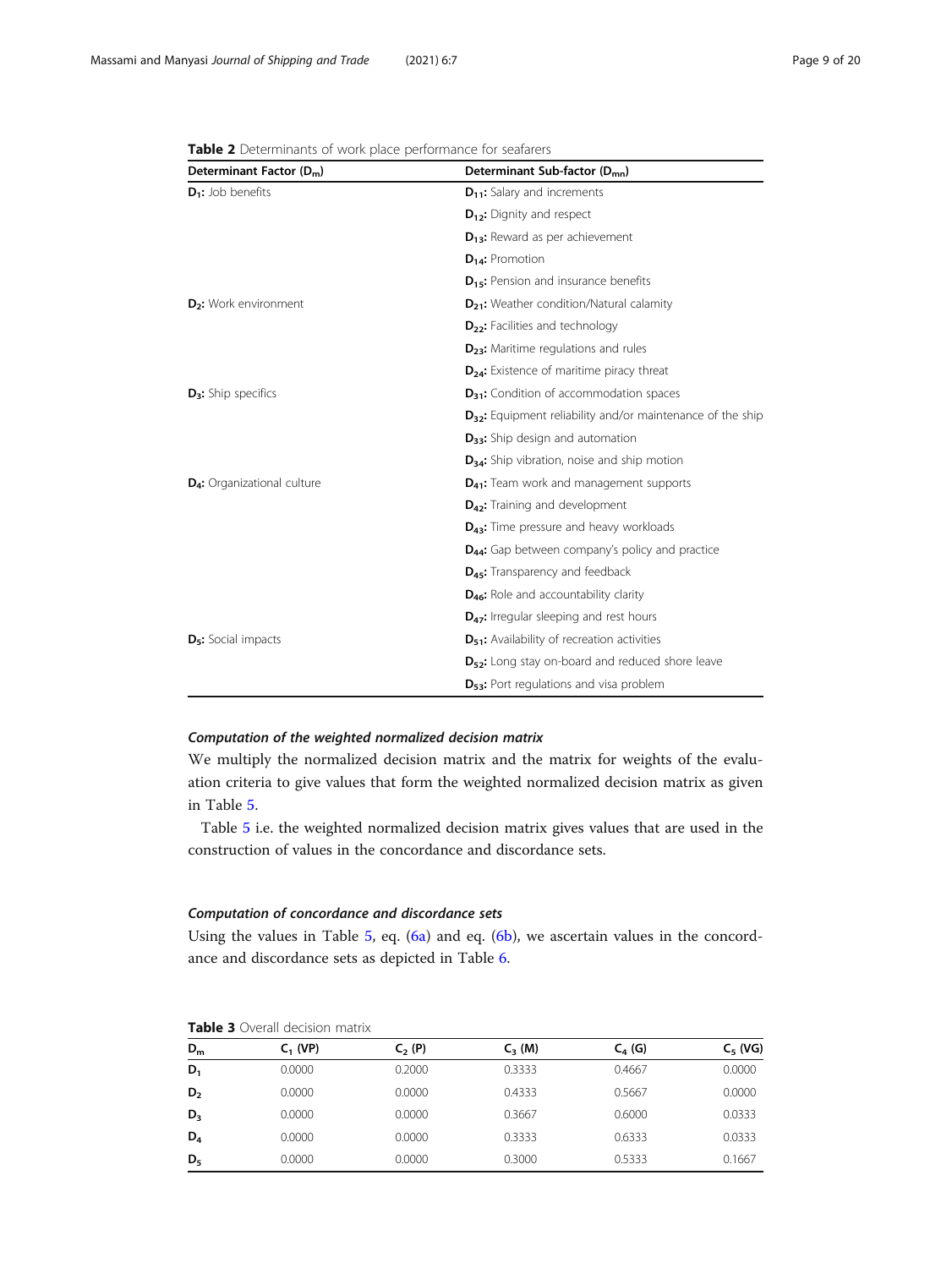**Table 2** Determinants of work place performance for seafarers

| Determinant Factor ($D_m$) | Determinant Sub-factor ($D_{mn}$) |
| --- | --- |
| **$D_1$:** Job benefits | **$D_{11}$:** Salary and increments |
| | **$D_{12}$:** Dignity and respect |
| | **$D_{13}$:** Reward as per achievement |
| | **$D_{14}$:** Promotion |
| | **$D_{15}$:** Pension and insurance benefits |
| **$D_2$:** Work environment | **$D_{21}$:** Weather condition/Natural calamity |
| | **$D_{22}$:** Facilities and technology |
| | **$D_{23}$:** Maritime regulations and rules |
| | **$D_{24}$:** Existence of maritime piracy threat |
| **$D_3$:** Ship specifics | **$D_{31}$:** Condition of accommodation spaces |
| | **$D_{32}$:** Equipment reliability and/or maintenance of the ship |
| | **$D_{33}$:** Ship design and automation |
| | **$D_{34}$:** Ship vibration, noise and ship motion |
| **$D_4$:** Organizational culture | **$D_{41}$:** Team work and management supports |
| | **$D_{42}$:** Training and development |
| | **$D_{43}$:** Time pressure and heavy workloads |
| | **$D_{44}$:** Gap between company's policy and practice |
| | **$D_{45}$:** Transparency and feedback |
| | **$D_{46}$:** Role and accountability clarity |
| | **$D_{47}$:** Irregular sleeping and rest hours |
| **$D_5$:** Social impacts | **$D_{51}$:** Availability of recreation activities |
| | **$D_{52}$:** Long stay on-board and reduced shore leave |
| | **$D_{53}$:** Port regulations and visa problem |

#### *Computation of the weighted normalized decision matrix*

We multiply the normalized decision matrix and the matrix for weights of the evaluation criteria to give values that form the weighted normalized decision matrix as given in Table 5.

Table 5 i.e. the weighted normalized decision matrix gives values that are used in the construction of values in the concordance and discordance sets.

#### *Computation of concordance and discordance sets*

Using the values in Table 5, eq. (6a) and eq. (6b), we ascertain values in the concordance and discordance sets as depicted in Table 6.

**Table 3** Overall decision matrix

| $D_m$ | $C_1$ (VP) | $C_2$ (P) | $C_3$ (M) | $C_4$ (G) | $C_5$ (VG) |
| --- | --- | --- | --- | --- | --- |
| $D_1$ | 0.0000 | 0.2000 | 0.3333 | 0.4667 | 0.0000 |
| $D_2$ | 0.0000 | 0.0000 | 0.4333 | 0.5667 | 0.0000 |
| $D_3$ | 0.0000 | 0.0000 | 0.3667 | 0.6000 | 0.0333 |
| $D_4$ | 0.0000 | 0.0000 | 0.3333 | 0.6333 | 0.0333 |
| $D_5$ | 0.0000 | 0.0000 | 0.3000 | 0.5333 | 0.1667 |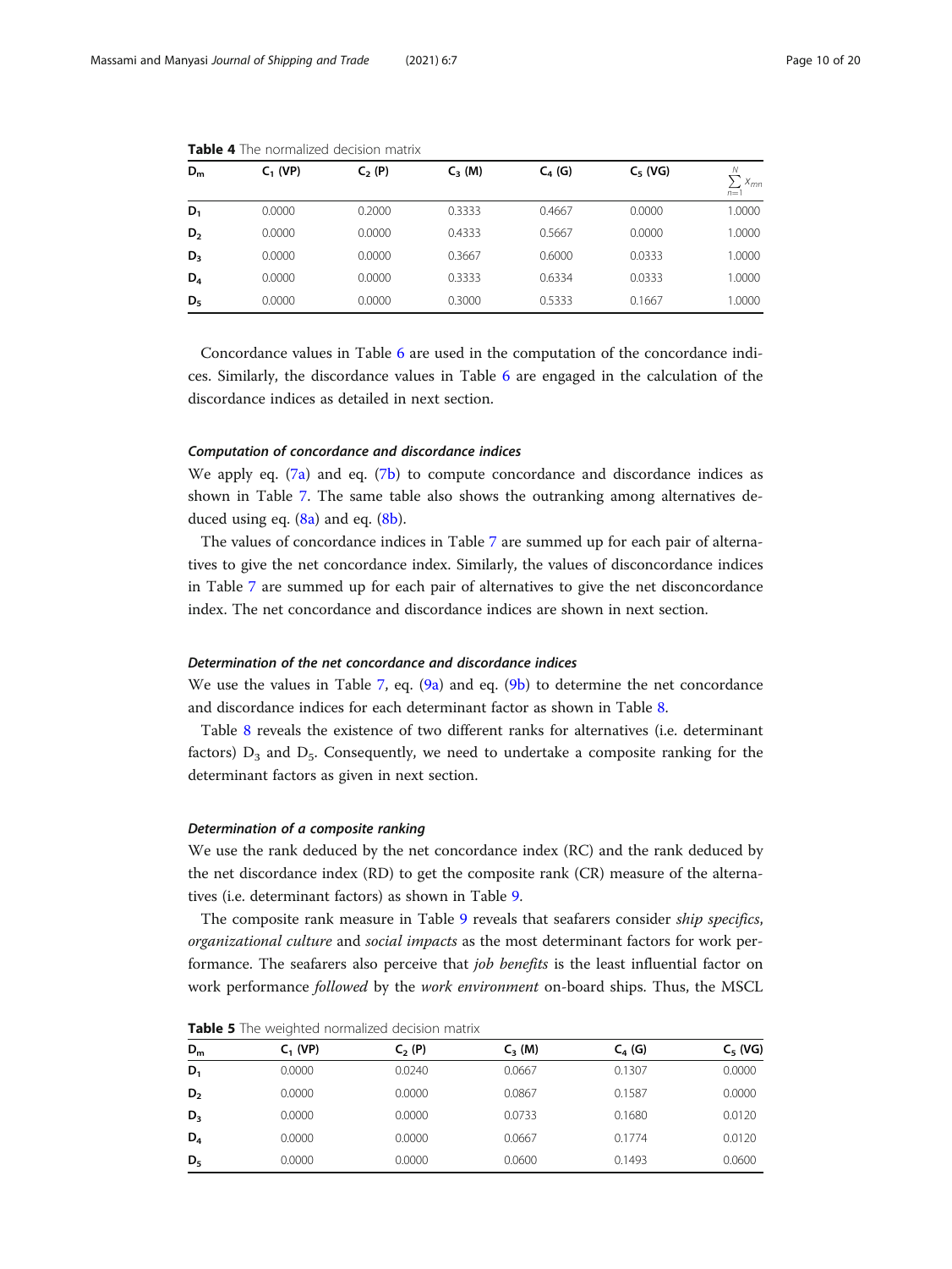**Table 4** The normalized decision matrix

| $D_m$ | $C_1$ (VP) | $C_2$ (P) | $C_3$ (M) | $C_4$ (G) | $C_5$ (VG) | $\sum_{n=1}^{N} x_{mn}$ |
|---|---|---|---|---|---|---|
| $D_1$ | 0.0000 | 0.2000 | 0.3333 | 0.4667 | 0.0000 | 1.0000 |
| $D_2$ | 0.0000 | 0.0000 | 0.4333 | 0.5667 | 0.0000 | 1.0000 |
| $D_3$ | 0.0000 | 0.0000 | 0.3667 | 0.6000 | 0.0333 | 1.0000 |
| $D_4$ | 0.0000 | 0.0000 | 0.3333 | 0.6334 | 0.0333 | 1.0000 |
| $D_5$ | 0.0000 | 0.0000 | 0.3000 | 0.5333 | 0.1667 | 1.0000 |

Concordance values in Table 6 are used in the computation of the concordance indices. Similarly, the discordance values in Table 6 are engaged in the calculation of the discordance indices as detailed in next section.

#### *Computation of concordance and discordance indices*

We apply eq. (7a) and eq. (7b) to compute concordance and discordance indices as shown in Table 7. The same table also shows the outranking among alternatives deduced using eq. (8a) and eq. (8b).

The values of concordance indices in Table 7 are summed up for each pair of alternatives to give the net concordance index. Similarly, the values of disconcordance indices in Table 7 are summed up for each pair of alternatives to give the net disconcordance index. The net concordance and discordance indices are shown in next section.

#### *Determination of the net concordance and discordance indices*

We use the values in Table 7, eq. (9a) and eq. (9b) to determine the net concordance and discordance indices for each determinant factor as shown in Table 8.

Table 8 reveals the existence of two different ranks for alternatives (i.e. determinant factors) $D_3$ and $D_5$. Consequently, we need to undertake a composite ranking for the determinant factors as given in next section.

#### *Determination of a composite ranking*

We use the rank deduced by the net concordance index (RC) and the rank deduced by the net discordance index (RD) to get the composite rank (CR) measure of the alternatives (i.e. determinant factors) as shown in Table 9.

The composite rank measure in Table 9 reveals that seafarers consider *ship specifics*, *organizational culture* and *social impacts* as the most determinant factors for work performance. The seafarers also perceive that *job benefits* is the least influential factor on work performance *followed* by the *work environment* on-board ships. Thus, the MSCL

**Table 5** The weighted normalized decision matrix

| $D_m$ | $C_1$ (VP) | $C_2$ (P) | $C_3$ (M) | $C_4$ (G) | $C_5$ (VG) |
|---|---|---|---|---|---|
| $D_1$ | 0.0000 | 0.0240 | 0.0667 | 0.1307 | 0.0000 |
| $D_2$ | 0.0000 | 0.0000 | 0.0867 | 0.1587 | 0.0000 |
| $D_3$ | 0.0000 | 0.0000 | 0.0733 | 0.1680 | 0.0120 |
| $D_4$ | 0.0000 | 0.0000 | 0.0667 | 0.1774 | 0.0120 |
| $D_5$ | 0.0000 | 0.0000 | 0.0600 | 0.1493 | 0.0600 |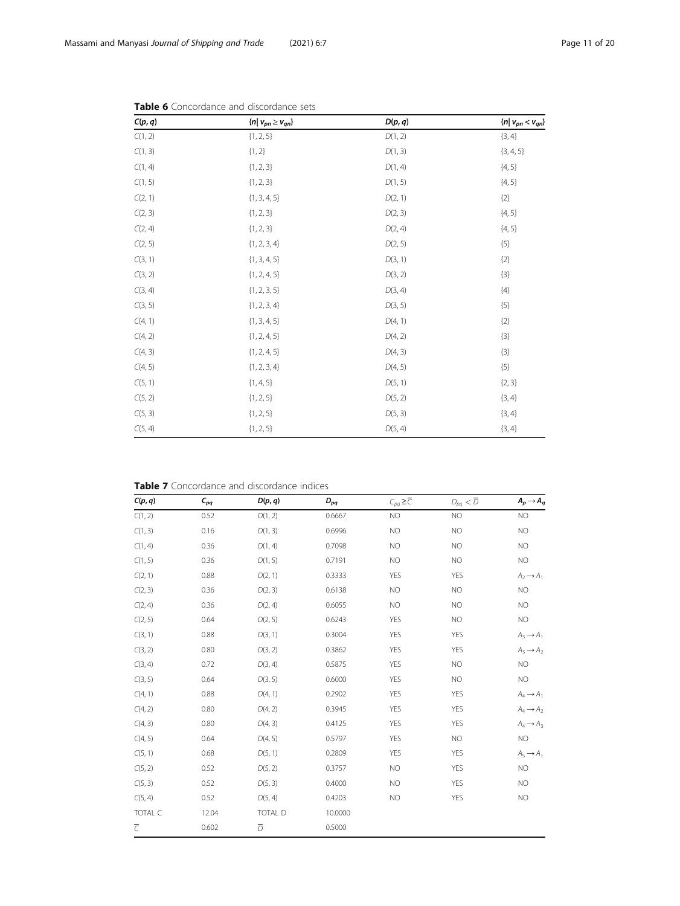**Table 6** Concordance and discordance sets

| $C(p, q)$ | $\{n \mid v_{pn} \geq v_{qn}\}$ | $D(p, q)$ | $\{n \mid v_{pn} < v_{qn}\}$ |
|---|---|---|---|
| $C(1, 2)$ | {1, 2, 5} | $D(1, 2)$ | {3, 4} |
| $C(1, 3)$ | {1, 2} | $D(1, 3)$ | {3, 4, 5} |
| $C(1, 4)$ | {1, 2, 3} | $D(1, 4)$ | {4, 5} |
| $C(1, 5)$ | {1, 2, 3} | $D(1, 5)$ | {4, 5} |
| $C(2, 1)$ | {1, 3, 4, 5} | $D(2, 1)$ | {2} |
| $C(2, 3)$ | {1, 2, 3} | $D(2, 3)$ | {4, 5} |
| $C(2, 4)$ | {1, 2, 3} | $D(2, 4)$ | {4, 5} |
| $C(2, 5)$ | {1, 2, 3, 4} | $D(2, 5)$ | {5} |
| $C(3, 1)$ | {1, 3, 4, 5} | $D(3, 1)$ | {2} |
| $C(3, 2)$ | {1, 2, 4, 5} | $D(3, 2)$ | {3} |
| $C(3, 4)$ | {1, 2, 3, 5} | $D(3, 4)$ | {4} |
| $C(3, 5)$ | {1, 2, 3, 4} | $D(3, 5)$ | {5} |
| $C(4, 1)$ | {1, 3, 4, 5} | $D(4, 1)$ | {2} |
| $C(4, 2)$ | {1, 2, 4, 5} | $D(4, 2)$ | {3} |
| $C(4, 3)$ | {1, 2, 4, 5} | $D(4, 3)$ | {3} |
| $C(4, 5)$ | {1, 2, 3, 4} | $D(4, 5)$ | {5} |
| $C(5, 1)$ | {1, 4, 5} | $D(5, 1)$ | {2, 3} |
| $C(5, 2)$ | {1, 2, 5} | $D(5, 2)$ | {3, 4} |
| $C(5, 3)$ | {1, 2, 5} | $D(5, 3)$ | {3, 4} |
| $C(5, 4)$ | {1, 2, 5} | $D(5, 4)$ | {3, 4} |

**Table 7** Concordance and discordance indices

| $C(p, q)$ | $C_{pq}$ | $D(p, q)$ | $D_{pq}$ | $C_{pq} \geq \overline{C}$ | $D_{pq} < \overline{D}$ | $A_p \rightarrow A_q$ |
|---|---|---|---|---|---|---|
| $C(1, 2)$ | 0.52 | $D(1, 2)$ | 0.6667 | NO | NO | NO |
| $C(1, 3)$ | 0.16 | $D(1, 3)$ | 0.6996 | NO | NO | NO |
| $C(1, 4)$ | 0.36 | $D(1, 4)$ | 0.7098 | NO | NO | NO |
| $C(1, 5)$ | 0.36 | $D(1, 5)$ | 0.7191 | NO | NO | NO |
| $C(2, 1)$ | 0.88 | $D(2, 1)$ | 0.3333 | YES | YES | $A_2 \rightarrow A_1$ |
| $C(2, 3)$ | 0.36 | $D(2, 3)$ | 0.6138 | NO | NO | NO |
| $C(2, 4)$ | 0.36 | $D(2, 4)$ | 0.6055 | NO | NO | NO |
| $C(2, 5)$ | 0.64 | $D(2, 5)$ | 0.6243 | YES | NO | NO |
| $C(3, 1)$ | 0.88 | $D(3, 1)$ | 0.3004 | YES | YES | $A_3 \rightarrow A_1$ |
| $C(3, 2)$ | 0.80 | $D(3, 2)$ | 0.3862 | YES | YES | $A_3 \rightarrow A_2$ |
| $C(3, 4)$ | 0.72 | $D(3, 4)$ | 0.5875 | YES | NO | NO |
| $C(3, 5)$ | 0.64 | $D(3, 5)$ | 0.6000 | YES | NO | NO |
| $C(4, 1)$ | 0.88 | $D(4, 1)$ | 0.2902 | YES | YES | $A_4 \rightarrow A_1$ |
| $C(4, 2)$ | 0.80 | $D(4, 2)$ | 0.3945 | YES | YES | $A_4 \rightarrow A_2$ |
| $C(4, 3)$ | 0.80 | $D(4, 3)$ | 0.4125 | YES | YES | $A_4 \rightarrow A_3$ |
| $C(4, 5)$ | 0.64 | $D(4, 5)$ | 0.5797 | YES | NO | NO |
| $C(5, 1)$ | 0.68 | $D(5, 1)$ | 0.2809 | YES | YES | $A_5 \rightarrow A_1$ |
| $C(5, 2)$ | 0.52 | $D(5, 2)$ | 0.3757 | NO | YES | NO |
| $C(5, 3)$ | 0.52 | $D(5, 3)$ | 0.4000 | NO | YES | NO |
| $C(5, 4)$ | 0.52 | $D(5, 4)$ | 0.4203 | NO | YES | NO |
| TOTAL C | 12.04 | TOTAL D | 10.0000 | | | |
| $\overline{C}$ | 0.602 | $\overline{D}$ | 0.5000 | | | |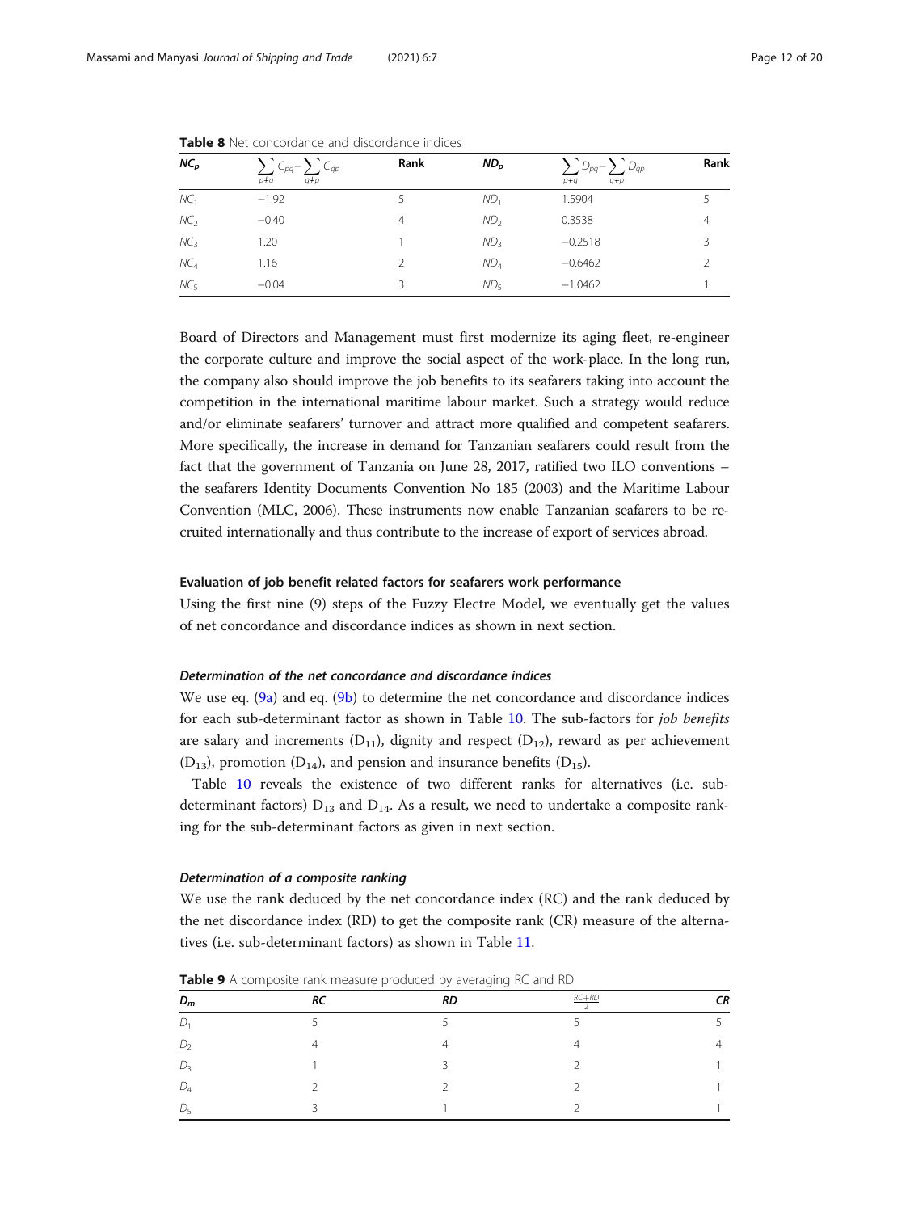**Table 8** Net concordance and discordance indices

| $NC_p$ | $\sum_{p \neq q} C_{pq} - \sum_{q \neq p} C_{qp}$ | Rank | $ND_p$ | $\sum_{p \neq q} D_{pq} - \sum_{q \neq p} D_{qp}$ | Rank |
|---|---|---|---|---|---|
| $NC_1$ | −1.92 | 5 | $ND_1$ | 1.5904 | 5 |
| $NC_2$ | −0.40 | 4 | $ND_2$ | 0.3538 | 4 |
| $NC_3$ | 1.20 | 1 | $ND_3$ | −0.2518 | 3 |
| $NC_4$ | 1.16 | 2 | $ND_4$ | −0.6462 | 2 |
| $NC_5$ | −0.04 | 3 | $ND_5$ | −1.0462 | 1 |

Board of Directors and Management must first modernize its aging fleet, re-engineer the corporate culture and improve the social aspect of the work-place. In the long run, the company also should improve the job benefits to its seafarers taking into account the competition in the international maritime labour market. Such a strategy would reduce and/or eliminate seafarers' turnover and attract more qualified and competent seafarers. More specifically, the increase in demand for Tanzanian seafarers could result from the fact that the government of Tanzania on June 28, 2017, ratified two ILO conventions – the seafarers Identity Documents Convention No 185 (2003) and the Maritime Labour Convention (MLC, 2006). These instruments now enable Tanzanian seafarers to be recruited internationally and thus contribute to the increase of export of services abroad.

#### Evaluation of job benefit related factors for seafarers work performance

Using the first nine (9) steps of the Fuzzy Electre Model, we eventually get the values of net concordance and discordance indices as shown in next section.

##### *Determination of the net concordance and discordance indices*

We use eq. (9a) and eq. (9b) to determine the net concordance and discordance indices for each sub-determinant factor as shown in Table 10. The sub-factors for *job benefits* are salary and increments ($D_{11}$), dignity and respect ($D_{12}$), reward as per achievement ($D_{13}$), promotion ($D_{14}$), and pension and insurance benefits ($D_{15}$).

Table 10 reveals the existence of two different ranks for alternatives (i.e. sub-determinant factors) $D_{13}$ and $D_{14}$. As a result, we need to undertake a composite ranking for the sub-determinant factors as given in next section.

##### *Determination of a composite ranking*

We use the rank deduced by the net concordance index (RC) and the rank deduced by the net discordance index (RD) to get the composite rank (CR) measure of the alternatives (i.e. sub-determinant factors) as shown in Table 11.

**Table 9** A composite rank measure produced by averaging RC and RD

| $D_m$ | RC | RD | $\frac{RC+RD}{2}$ | CR |
|---|---|---|---|---|
| $D_1$ | 5 | 5 | 5 | 5 |
| $D_2$ | 4 | 4 | 4 | 4 |
| $D_3$ | 1 | 3 | 2 | 1 |
| $D_4$ | 2 | 2 | 2 | 1 |
| $D_5$ | 3 | 1 | 2 | 1 |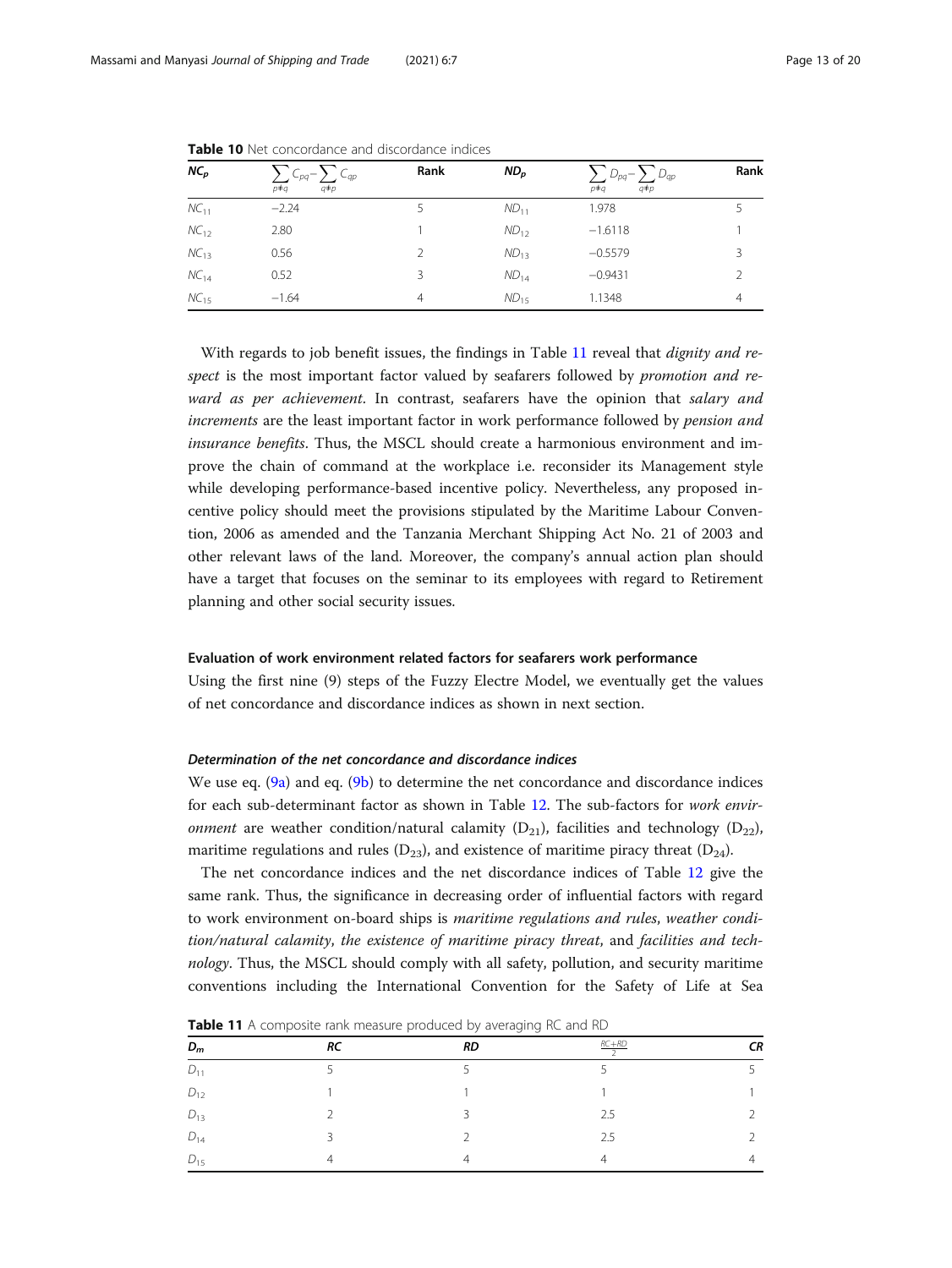**Table 10** Net concordance and discordance indices

| $NC_p$ | $\sum_{p \neq q} C_{pq} - \sum_{q \neq p} C_{qp}$ | Rank | $ND_p$ | $\sum_{p \neq q} D_{pq} - \sum_{q \neq p} D_{qp}$ | Rank |
|---|---|---|---|---|---|
| $NC_{11}$ | −2.24 | 5 | $ND_{11}$ | 1.978 | 5 |
| $NC_{12}$ | 2.80 | 1 | $ND_{12}$ | −1.6118 | 1 |
| $NC_{13}$ | 0.56 | 2 | $ND_{13}$ | −0.5579 | 3 |
| $NC_{14}$ | 0.52 | 3 | $ND_{14}$ | −0.9431 | 2 |
| $NC_{15}$ | −1.64 | 4 | $ND_{15}$ | 1.1348 | 4 |

With regards to job benefit issues, the findings in Table 11 reveal that *dignity and respect* is the most important factor valued by seafarers followed by *promotion and reward as per achievement*. In contrast, seafarers have the opinion that *salary and increments* are the least important factor in work performance followed by *pension and insurance benefits*. Thus, the MSCL should create a harmonious environment and improve the chain of command at the workplace i.e. reconsider its Management style while developing performance-based incentive policy. Nevertheless, any proposed incentive policy should meet the provisions stipulated by the Maritime Labour Convention, 2006 as amended and the Tanzania Merchant Shipping Act No. 21 of 2003 and other relevant laws of the land. Moreover, the company's annual action plan should have a target that focuses on the seminar to its employees with regard to Retirement planning and other social security issues.

### Evaluation of work environment related factors for seafarers work performance

Using the first nine (9) steps of the Fuzzy Electre Model, we eventually get the values of net concordance and discordance indices as shown in next section.

#### *Determination of the net concordance and discordance indices*

We use eq. (9a) and eq. (9b) to determine the net concordance and discordance indices for each sub-determinant factor as shown in Table 12. The sub-factors for *work environment* are weather condition/natural calamity ($D_{21}$), facilities and technology ($D_{22}$), maritime regulations and rules ($D_{23}$), and existence of maritime piracy threat ($D_{24}$).

The net concordance indices and the net discordance indices of Table 12 give the same rank. Thus, the significance in decreasing order of influential factors with regard to work environment on-board ships is *maritime regulations and rules*, *weather condition/natural calamity*, *the existence of maritime piracy threat*, and *facilities and technology*. Thus, the MSCL should comply with all safety, pollution, and security maritime conventions including the International Convention for the Safety of Life at Sea

**Table 11** A composite rank measure produced by averaging RC and RD

| $D_m$ | *RC* | *RD* | $\frac{RC+RD}{2}$ | *CR* |
|---|---|---|---|---|
| $D_{11}$ | 5 | 5 | 5 | 5 |
| $D_{12}$ | 1 | 1 | 1 | 1 |
| $D_{13}$ | 2 | 3 | 2.5 | 2 |
| $D_{14}$ | 3 | 2 | 2.5 | 2 |
| $D_{15}$ | 4 | 4 | 4 | 4 |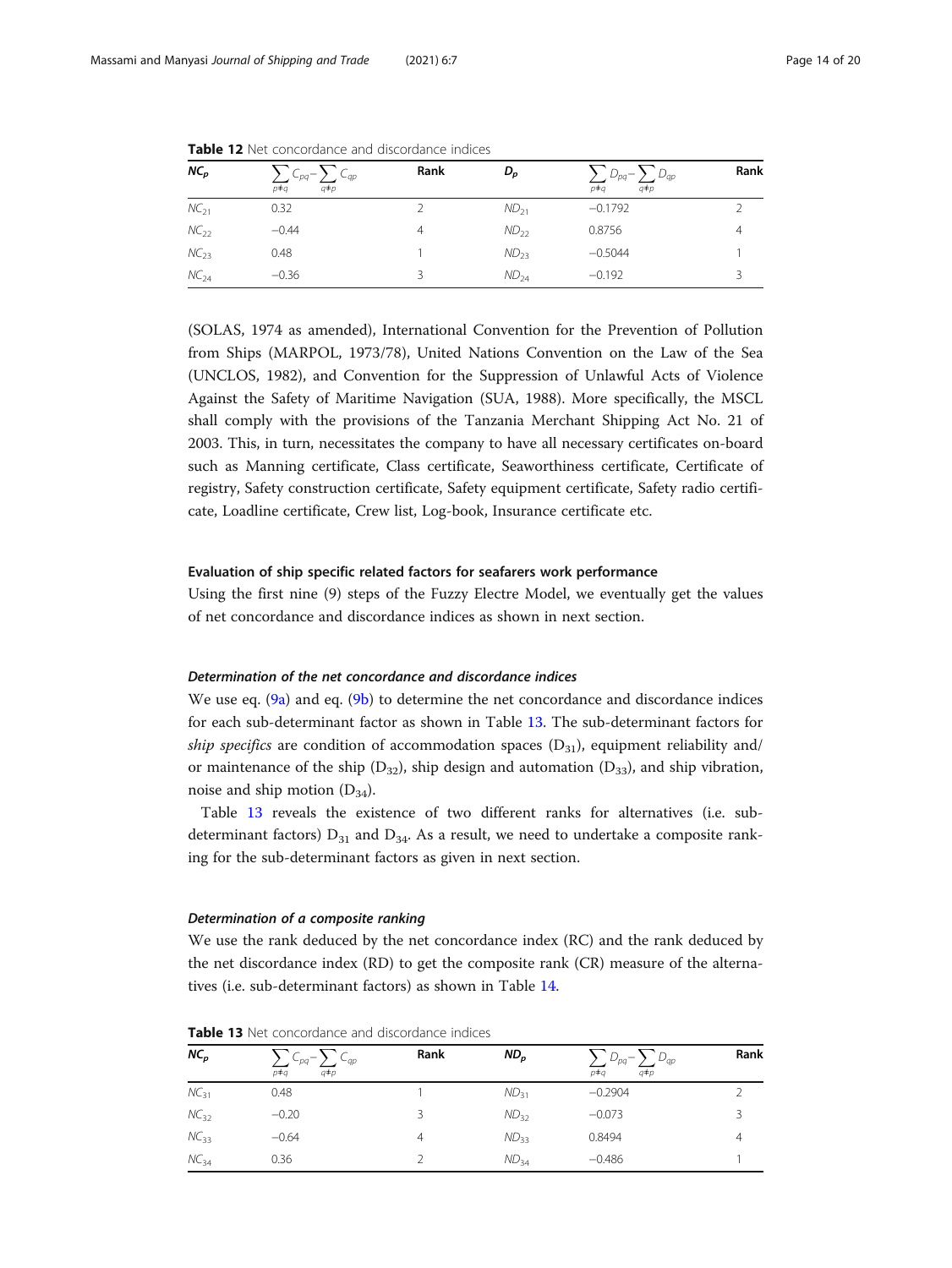**Table 12** Net concordance and discordance indices

| $NC_p$ | $\sum_{p \neq q} C_{pq} - \sum_{q \neq p} C_{qp}$ | Rank | $D_p$ | $\sum_{p \neq q} D_{pq} - \sum_{q \neq p} D_{qp}$ | Rank |
|---|---|---|---|---|---|
| $NC_{21}$ | 0.32 | 2 | $ND_{21}$ | −0.1792 | 2 |
| $NC_{22}$ | −0.44 | 4 | $ND_{22}$ | 0.8756 | 4 |
| $NC_{23}$ | 0.48 | 1 | $ND_{23}$ | −0.5044 | 1 |
| $NC_{24}$ | −0.36 | 3 | $ND_{24}$ | −0.192 | 3 |

(SOLAS, 1974 as amended), International Convention for the Prevention of Pollution from Ships (MARPOL, 1973/78), United Nations Convention on the Law of the Sea (UNCLOS, 1982), and Convention for the Suppression of Unlawful Acts of Violence Against the Safety of Maritime Navigation (SUA, 1988). More specifically, the MSCL shall comply with the provisions of the Tanzania Merchant Shipping Act No. 21 of 2003. This, in turn, necessitates the company to have all necessary certificates on-board such as Manning certificate, Class certificate, Seaworthiness certificate, Certificate of registry, Safety construction certificate, Safety equipment certificate, Safety radio certificate, Loadline certificate, Crew list, Log-book, Insurance certificate etc.

### Evaluation of ship specific related factors for seafarers work performance

Using the first nine (9) steps of the Fuzzy Electre Model, we eventually get the values of net concordance and discordance indices as shown in next section.

#### *Determination of the net concordance and discordance indices*

We use eq. (9a) and eq. (9b) to determine the net concordance and discordance indices for each sub-determinant factor as shown in Table 13. The sub-determinant factors for *ship specifics* are condition of accommodation spaces ($D_{31}$), equipment reliability and/or maintenance of the ship ($D_{32}$), ship design and automation ($D_{33}$), and ship vibration, noise and ship motion ($D_{34}$).

Table 13 reveals the existence of two different ranks for alternatives (i.e. sub-determinant factors) $D_{31}$ and $D_{34}$. As a result, we need to undertake a composite ranking for the sub-determinant factors as given in next section.

#### *Determination of a composite ranking*

We use the rank deduced by the net concordance index (RC) and the rank deduced by the net discordance index (RD) to get the composite rank (CR) measure of the alternatives (i.e. sub-determinant factors) as shown in Table 14.

**Table 13** Net concordance and discordance indices

| $NC_p$ | $\sum_{p \neq q} C_{pq} - \sum_{q \neq p} C_{qp}$ | Rank | $ND_p$ | $\sum_{p \neq q} D_{pq} - \sum_{q \neq p} D_{qp}$ | Rank |
|---|---|---|---|---|---|
| $NC_{31}$ | 0.48 | 1 | $ND_{31}$ | −0.2904 | 2 |
| $NC_{32}$ | −0.20 | 3 | $ND_{32}$ | −0.073 | 3 |
| $NC_{33}$ | −0.64 | 4 | $ND_{33}$ | 0.8494 | 4 |
| $NC_{34}$ | 0.36 | 2 | $ND_{34}$ | −0.486 | 1 |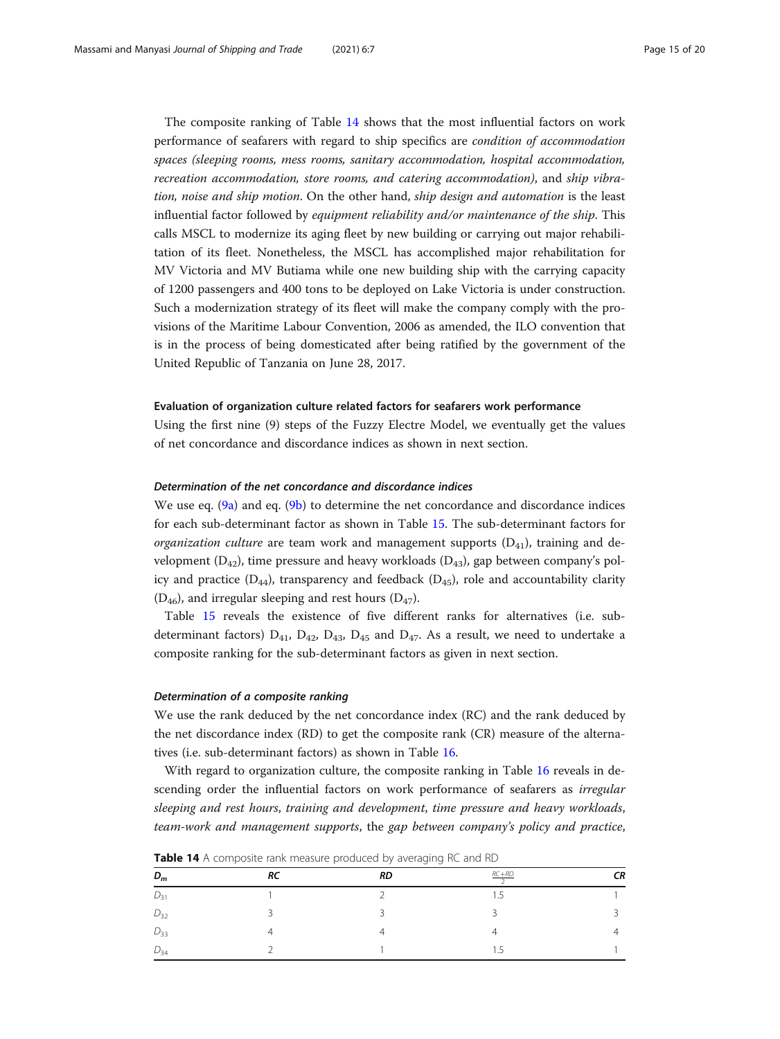The composite ranking of Table 14 shows that the most influential factors on work performance of seafarers with regard to ship specifics are *condition of accommodation spaces (sleeping rooms, mess rooms, sanitary accommodation, hospital accommodation, recreation accommodation, store rooms, and catering accommodation)*, and *ship vibration, noise and ship motion*. On the other hand, *ship design and automation* is the least influential factor followed by *equipment reliability and/or maintenance of the ship*. This calls MSCL to modernize its aging fleet by new building or carrying out major rehabilitation of its fleet. Nonetheless, the MSCL has accomplished major rehabilitation for MV Victoria and MV Butiama while one new building ship with the carrying capacity of 1200 passengers and 400 tons to be deployed on Lake Victoria is under construction. Such a modernization strategy of its fleet will make the company comply with the provisions of the Maritime Labour Convention, 2006 as amended, the ILO convention that is in the process of being domesticated after being ratified by the government of the United Republic of Tanzania on June 28, 2017.

### Evaluation of organization culture related factors for seafarers work performance

Using the first nine (9) steps of the Fuzzy Electre Model, we eventually get the values of net concordance and discordance indices as shown in next section.

#### *Determination of the net concordance and discordance indices*

We use eq. (9a) and eq. (9b) to determine the net concordance and discordance indices for each sub-determinant factor as shown in Table 15. The sub-determinant factors for *organization culture* are team work and management supports ($D_{41}$), training and development ($D_{42}$), time pressure and heavy workloads ($D_{43}$), gap between company's policy and practice ($D_{44}$), transparency and feedback ($D_{45}$), role and accountability clarity ($D_{46}$), and irregular sleeping and rest hours ($D_{47}$).

Table 15 reveals the existence of five different ranks for alternatives (i.e. sub-determinant factors) $D_{41}$, $D_{42}$, $D_{43}$, $D_{45}$ and $D_{47}$. As a result, we need to undertake a composite ranking for the sub-determinant factors as given in next section.

#### *Determination of a composite ranking*

We use the rank deduced by the net concordance index (RC) and the rank deduced by the net discordance index (RD) to get the composite rank (CR) measure of the alternatives (i.e. sub-determinant factors) as shown in Table 16.

With regard to organization culture, the composite ranking in Table 16 reveals in descending order the influential factors on work performance of seafarers as *irregular sleeping and rest hours*, *training and development*, *time pressure and heavy workloads*, *team-work and management supports*, the *gap between company's policy and practice*,

**Table 14** A composite rank measure produced by averaging RC and RD

| $D_m$ | *RC* | *RD* | $\frac{RC+RD}{2}$ | *CR* |
|---|---|---|---|---|
| $D_{31}$ | 1 | 2 | 1.5 | 1 |
| $D_{32}$ | 3 | 3 | 3 | 3 |
| $D_{33}$ | 4 | 4 | 4 | 4 |
| $D_{34}$ | 2 | 1 | 1.5 | 1 |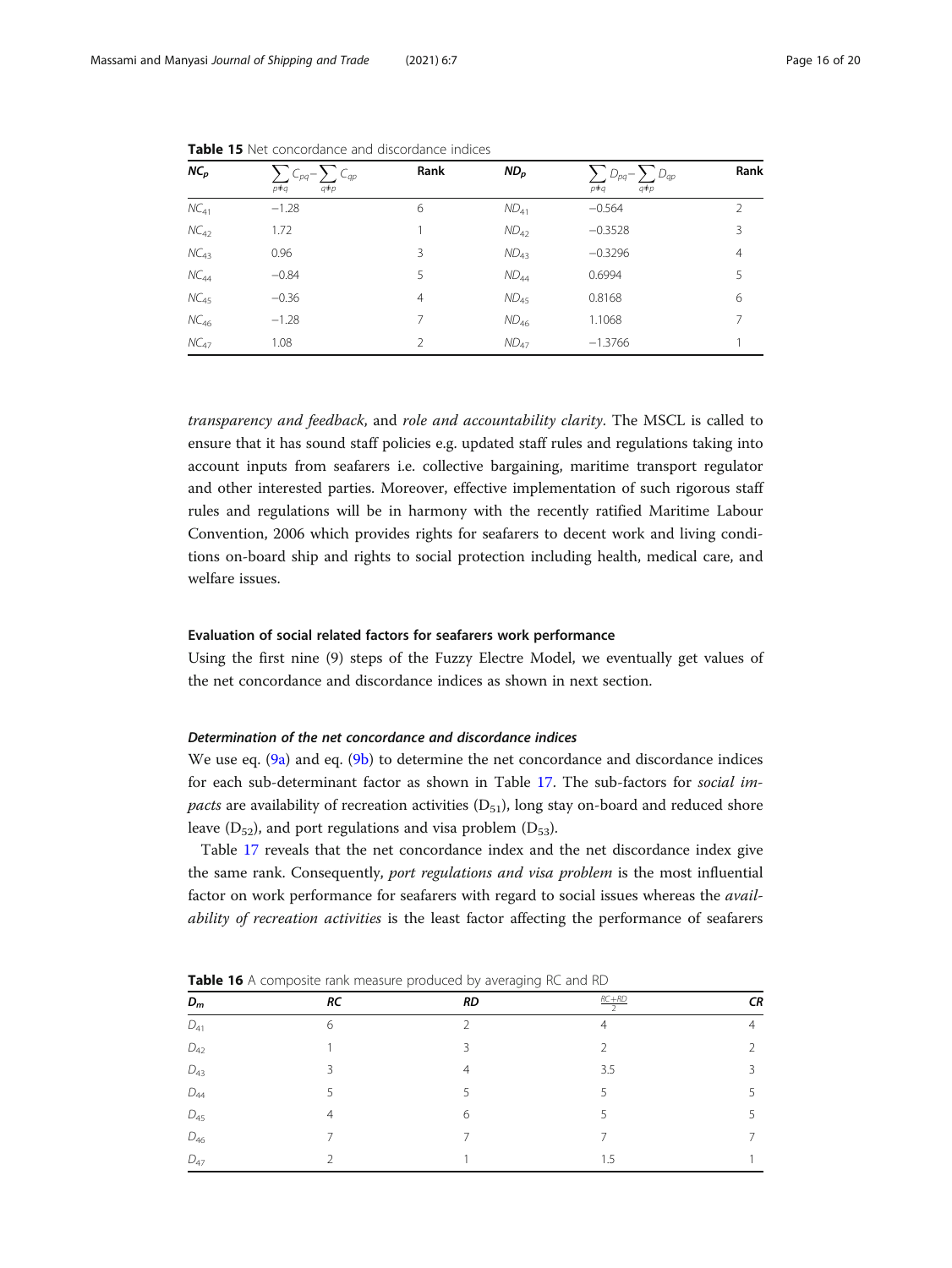**Table 15** Net concordance and discordance indices

| $NC_p$ | $\sum_{p \neq q} C_{pq} - \sum_{q \neq p} C_{qp}$ | Rank | $ND_p$ | $\sum_{p \neq q} D_{pq} - \sum_{q \neq p} D_{qp}$ | Rank |
|---|---|---|---|---|---|
| $NC_{41}$ | −1.28 | 6 | $ND_{41}$ | −0.564 | 2 |
| $NC_{42}$ | 1.72 | 1 | $ND_{42}$ | −0.3528 | 3 |
| $NC_{43}$ | 0.96 | 3 | $ND_{43}$ | −0.3296 | 4 |
| $NC_{44}$ | −0.84 | 5 | $ND_{44}$ | 0.6994 | 5 |
| $NC_{45}$ | −0.36 | 4 | $ND_{45}$ | 0.8168 | 6 |
| $NC_{46}$ | −1.28 | 7 | $ND_{46}$ | 1.1068 | 7 |
| $NC_{47}$ | 1.08 | 2 | $ND_{47}$ | −1.3766 | 1 |

*transparency and feedback*, and *role and accountability clarity*. The MSCL is called to ensure that it has sound staff policies e.g. updated staff rules and regulations taking into account inputs from seafarers i.e. collective bargaining, maritime transport regulator and other interested parties. Moreover, effective implementation of such rigorous staff rules and regulations will be in harmony with the recently ratified Maritime Labour Convention, 2006 which provides rights for seafarers to decent work and living conditions on-board ship and rights to social protection including health, medical care, and welfare issues.

### Evaluation of social related factors for seafarers work performance

Using the first nine (9) steps of the Fuzzy Electre Model, we eventually get values of the net concordance and discordance indices as shown in next section.

#### *Determination of the net concordance and discordance indices*

We use eq. (9a) and eq. (9b) to determine the net concordance and discordance indices for each sub-determinant factor as shown in Table 17. The sub-factors for *social impacts* are availability of recreation activities ($D_{51}$), long stay on-board and reduced shore leave ($D_{52}$), and port regulations and visa problem ($D_{53}$).

Table 17 reveals that the net concordance index and the net discordance index give the same rank. Consequently, *port regulations and visa problem* is the most influential factor on work performance for seafarers with regard to social issues whereas the *availability of recreation activities* is the least factor affecting the performance of seafarers

**Table 16** A composite rank measure produced by averaging RC and RD

| $D_m$ | *RC* | *RD* | $\frac{RC+RD}{2}$ | *CR* |
|---|---|---|---|---|
| $D_{41}$ | 6 | 2 | 4 | 4 |
| $D_{42}$ | 1 | 3 | 2 | 2 |
| $D_{43}$ | 3 | 4 | 3.5 | 3 |
| $D_{44}$ | 5 | 5 | 5 | 5 |
| $D_{45}$ | 4 | 6 | 5 | 5 |
| $D_{46}$ | 7 | 7 | 7 | 7 |
| $D_{47}$ | 2 | 1 | 1.5 | 1 |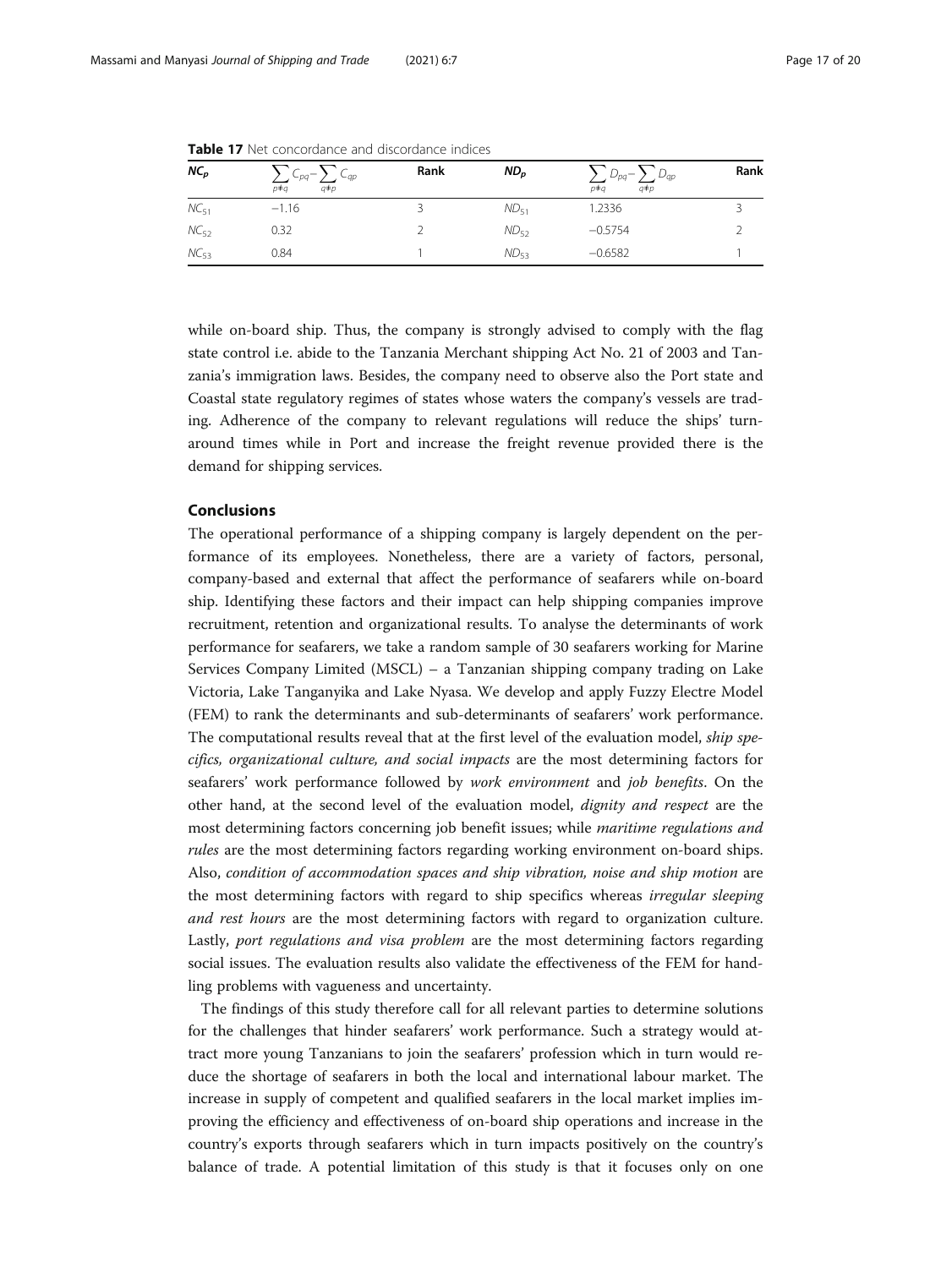**Table 17** Net concordance and discordance indices

| $NC_p$ | $\sum_{p \neq q} C_{pq} - \sum_{q \neq p} C_{qp}$ | Rank | $ND_p$ | $\sum_{p \neq q} D_{pq} - \sum_{q \neq p} D_{qp}$ | Rank |
|---|---|---|---|---|---|
| $NC_{51}$ | −1.16 | 3 | $ND_{51}$ | 1.2336 | 3 |
| $NC_{52}$ | 0.32 | 2 | $ND_{52}$ | −0.5754 | 2 |
| $NC_{53}$ | 0.84 | 1 | $ND_{53}$ | −0.6582 | 1 |

while on-board ship. Thus, the company is strongly advised to comply with the flag state control i.e. abide to the Tanzania Merchant shipping Act No. 21 of 2003 and Tanzania's immigration laws. Besides, the company need to observe also the Port state and Coastal state regulatory regimes of states whose waters the company's vessels are trading. Adherence of the company to relevant regulations will reduce the ships' turnaround times while in Port and increase the freight revenue provided there is the demand for shipping services.

## Conclusions

The operational performance of a shipping company is largely dependent on the performance of its employees. Nonetheless, there are a variety of factors, personal, company-based and external that affect the performance of seafarers while on-board ship. Identifying these factors and their impact can help shipping companies improve recruitment, retention and organizational results. To analyse the determinants of work performance for seafarers, we take a random sample of 30 seafarers working for Marine Services Company Limited (MSCL) – a Tanzanian shipping company trading on Lake Victoria, Lake Tanganyika and Lake Nyasa. We develop and apply Fuzzy Electre Model (FEM) to rank the determinants and sub-determinants of seafarers' work performance. The computational results reveal that at the first level of the evaluation model, *ship specifics, organizational culture, and social impacts* are the most determining factors for seafarers' work performance followed by *work environment* and *job benefits*. On the other hand, at the second level of the evaluation model, *dignity and respect* are the most determining factors concerning job benefit issues; while *maritime regulations and rules* are the most determining factors regarding working environment on-board ships. Also, *condition of accommodation spaces and ship vibration, noise and ship motion* are the most determining factors with regard to ship specifics whereas *irregular sleeping and rest hours* are the most determining factors with regard to organization culture. Lastly, *port regulations and visa problem* are the most determining factors regarding social issues. The evaluation results also validate the effectiveness of the FEM for handling problems with vagueness and uncertainty.

The findings of this study therefore call for all relevant parties to determine solutions for the challenges that hinder seafarers' work performance. Such a strategy would attract more young Tanzanians to join the seafarers' profession which in turn would reduce the shortage of seafarers in both the local and international labour market. The increase in supply of competent and qualified seafarers in the local market implies improving the efficiency and effectiveness of on-board ship operations and increase in the country's exports through seafarers which in turn impacts positively on the country's balance of trade. A potential limitation of this study is that it focuses only on one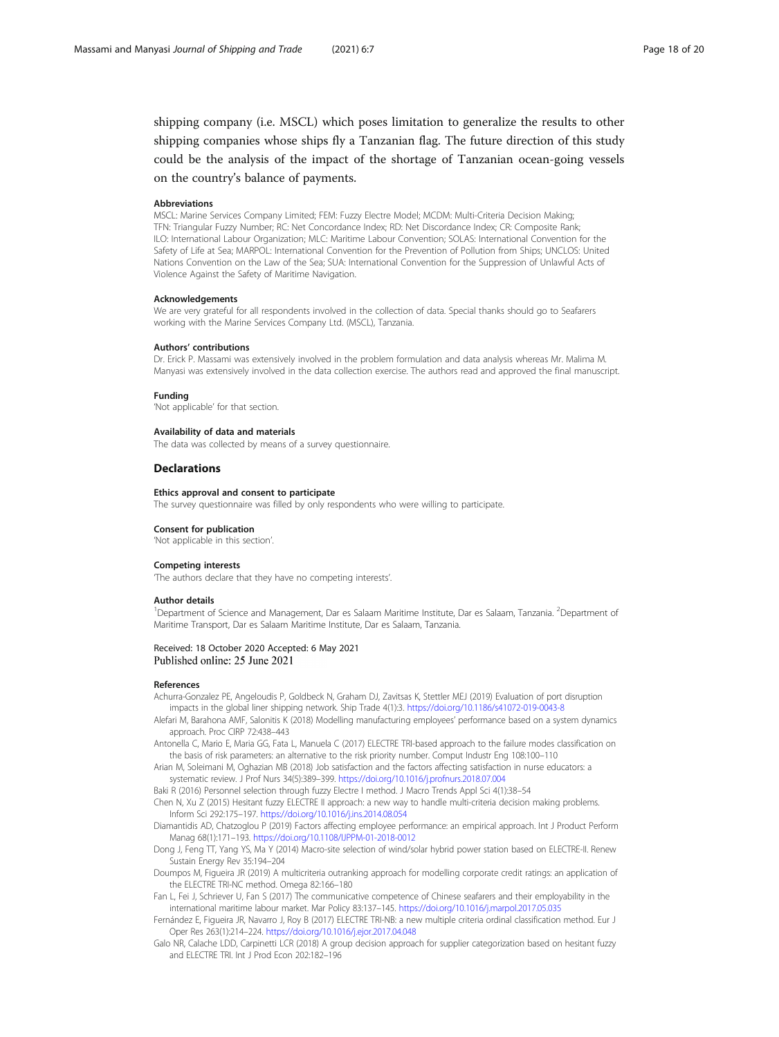shipping company (i.e. MSCL) which poses limitation to generalize the results to other shipping companies whose ships fly a Tanzanian flag. The future direction of this study could be the analysis of the impact of the shortage of Tanzanian ocean-going vessels on the country's balance of payments.

#### Abbreviations

MSCL: Marine Services Company Limited; FEM: Fuzzy Electre Model; MCDM: Multi-Criteria Decision Making; TFN: Triangular Fuzzy Number; RC: Net Concordance Index; RD: Net Discordance Index; CR: Composite Rank; ILO: International Labour Organization; MLC: Maritime Labour Convention; SOLAS: International Convention for the Safety of Life at Sea; MARPOL: International Convention for the Prevention of Pollution from Ships; UNCLOS: United Nations Convention on the Law of the Sea; SUA: International Convention for the Suppression of Unlawful Acts of Violence Against the Safety of Maritime Navigation.

#### Acknowledgements

We are very grateful for all respondents involved in the collection of data. Special thanks should go to Seafarers working with the Marine Services Company Ltd. (MSCL), Tanzania.

#### Authors' contributions

Dr. Erick P. Massami was extensively involved in the problem formulation and data analysis whereas Mr. Malima M. Manyasi was extensively involved in the data collection exercise. The authors read and approved the final manuscript.

#### Funding

'Not applicable' for that section.

#### Availability of data and materials

The data was collected by means of a survey questionnaire.

## Declarations

#### Ethics approval and consent to participate

The survey questionnaire was filled by only respondents who were willing to participate.

#### Consent for publication

'Not applicable in this section'.

#### Competing interests

'The authors declare that they have no competing interests'.

#### Author details

[1]Department of Science and Management, Dar es Salaam Maritime Institute, Dar es Salaam, Tanzania. [2]Department of Maritime Transport, Dar es Salaam Maritime Institute, Dar es Salaam, Tanzania.

Received: 18 October 2020 Accepted: 6 May 2021
Published online: 25 June 2021

#### References

Achurra-Gonzalez PE, Angeloudis P, Goldbeck N, Graham DJ, Zavitsas K, Stettler MEJ (2019) Evaluation of port disruption impacts in the global liner shipping network. Ship Trade 4(1):3. https://doi.org/10.1186/s41072-019-0043-8

Alefari M, Barahona AMF, Salonitis K (2018) Modelling manufacturing employees' performance based on a system dynamics approach. Proc CIRP 72:438–443

Antonella C, Mario E, Maria GG, Fata L, Manuela C (2017) ELECTRE TRI-based approach to the failure modes classification on the basis of risk parameters: an alternative to the risk priority number. Comput Industr Eng 108:100–110

Arian M, Soleimani M, Oghazian MB (2018) Job satisfaction and the factors affecting satisfaction in nurse educators: a systematic review. J Prof Nurs 34(5):389–399. https://doi.org/10.1016/j.profnurs.2018.07.004

Baki R (2016) Personnel selection through fuzzy Electre I method. J Macro Trends Appl Sci 4(1):38–54

Chen N, Xu Z (2015) Hesitant fuzzy ELECTRE II approach: a new way to handle multi-criteria decision making problems. Inform Sci 292:175–197. https://doi.org/10.1016/j.ins.2014.08.054

Diamantidis AD, Chatzoglou P (2019) Factors affecting employee performance: an empirical approach. Int J Product Perform Manag 68(1):171–193. https://doi.org/10.1108/IJPPM-01-2018-0012

Dong J, Feng TT, Yang YS, Ma Y (2014) Macro-site selection of wind/solar hybrid power station based on ELECTRE-II. Renew Sustain Energy Rev 35:194–204

Doumpos M, Figueira JR (2019) A multicriteria outranking approach for modelling corporate credit ratings: an application of the ELECTRE TRI-NC method. Omega 82:166–180

Fan L, Fei J, Schriever U, Fan S (2017) The communicative competence of Chinese seafarers and their employability in the international maritime labour market. Mar Policy 83:137–145. https://doi.org/10.1016/j.marpol.2017.05.035

Fernández E, Figueira JR, Navarro J, Roy B (2017) ELECTRE TRI-NB: a new multiple criteria ordinal classification method. Eur J Oper Res 263(1):214–224. https://doi.org/10.1016/j.ejor.2017.04.048

Galo NR, Calache LDD, Carpinetti LCR (2018) A group decision approach for supplier categorization based on hesitant fuzzy and ELECTRE TRI. Int J Prod Econ 202:182–196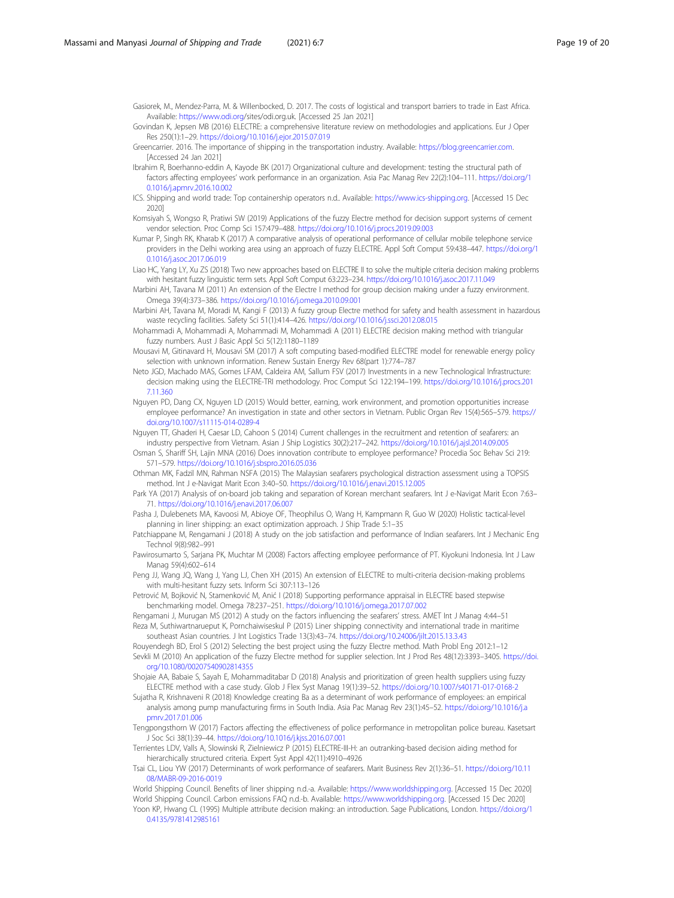Gasiorek, M., Mendez-Parra, M. & Willenbocked, D. 2017. The costs of logistical and transport barriers to trade in East Africa. Available: https://www.odi.org/sites/odi.org.uk. [Accessed 25 Jan 2021]

Govindan K, Jepsen MB (2016) ELECTRE: a comprehensive literature review on methodologies and applications. Eur J Oper Res 250(1):1–29. https://doi.org/10.1016/j.ejor.2015.07.019

Greencarrier. 2016. The importance of shipping in the transportation industry. Available: https://blog.greencarrier.com. [Accessed 24 Jan 2021]

Ibrahim R, Boerhanno-eddin A, Kayode BK (2017) Organizational culture and development: testing the structural path of factors affecting employees' work performance in an organization. Asia Pac Manag Rev 22(2):104–111. https://doi.org/10.1016/j.apmrv.2016.10.002

ICS. Shipping and world trade: Top containership operators n.d.. Available: https://www.ics-shipping.org. [Accessed 15 Dec 2020]

Komsiyah S, Wongso R, Pratiwi SW (2019) Applications of the fuzzy Electre method for decision support systems of cement vendor selection. Proc Comp Sci 157:479–488. https://doi.org/10.1016/j.procs.2019.09.003

Kumar P, Singh RK, Kharab K (2017) A comparative analysis of operational performance of cellular mobile telephone service providers in the Delhi working area using an approach of fuzzy ELECTRE. Appl Soft Comput 59:438–447. https://doi.org/10.1016/j.asoc.2017.06.019

Liao HC, Yang LY, Xu ZS (2018) Two new approaches based on ELECTRE II to solve the multiple criteria decision making problems with hesitant fuzzy linguistic term sets. Appl Soft Comput 63:223–234. https://doi.org/10.1016/j.asoc.2017.11.049

Marbini AH, Tavana M (2011) An extension of the Electre I method for group decision making under a fuzzy environment. Omega 39(4):373–386. https://doi.org/10.1016/j.omega.2010.09.001

Marbini AH, Tavana M, Moradi M, Kangi F (2013) A fuzzy group Electre method for safety and health assessment in hazardous waste recycling facilities. Safety Sci 51(1):414–426. https://doi.org/10.1016/j.ssci.2012.08.015

Mohammadi A, Mohammadi A, Mohammadi M, Mohammadi A (2011) ELECTRE decision making method with triangular fuzzy numbers. Aust J Basic Appl Sci 5(12):1180–1189

Mousavi M, Gitinavard H, Mousavi SM (2017) A soft computing based-modified ELECTRE model for renewable energy policy selection with unknown information. Renew Sustain Energy Rev 68(part 1):774–787

Neto JGD, Machado MAS, Gomes LFAM, Caldeira AM, Sallum FSV (2017) Investments in a new Technological Infrastructure: decision making using the ELECTRE-TRI methodology. Proc Comput Sci 122:194–199. https://doi.org/10.1016/j.procs.2017.11.360

Nguyen PD, Dang CX, Nguyen LD (2015) Would better, earning, work environment, and promotion opportunities increase employee performance? An investigation in state and other sectors in Vietnam. Public Organ Rev 15(4):565–579. https://doi.org/10.1007/s11115-014-0289-4

Nguyen TT, Ghaderi H, Caesar LD, Cahoon S (2014) Current challenges in the recruitment and retention of seafarers: an industry perspective from Vietnam. Asian J Ship Logistics 30(2):217–242. https://doi.org/10.1016/j.ajsl.2014.09.005

Osman S, Shariff SH, Lajin MNA (2016) Does innovation contribute to employee performance? Procedia Soc Behav Sci 219: 571–579. https://doi.org/10.1016/j.sbspro.2016.05.036

Othman MK, Fadzil MN, Rahman NSFA (2015) The Malaysian seafarers psychological distraction assessment using a TOPSIS method. Int J e-Navigat Marit Econ 3:40–50. https://doi.org/10.1016/j.enavi.2015.12.005

Park YA (2017) Analysis of on-board job taking and separation of Korean merchant seafarers. Int J e-Navigat Marit Econ 7:63–71. https://doi.org/10.1016/j.enavi.2017.06.007

Pasha J, Dulebenets MA, Kavoosi M, Abioye OF, Theophilus O, Wang H, Kampmann R, Guo W (2020) Holistic tactical-level planning in liner shipping: an exact optimization approach. J Ship Trade 5:1–35

Patchiappane M, Rengamani J (2018) A study on the job satisfaction and performance of Indian seafarers. Int J Mechanic Eng Technol 9(8):982–991

Pawirosumarto S, Sarjana PK, Muchtar M (2008) Factors affecting employee performance of PT. Kiyokuni Indonesia. Int J Law Manag 59(4):602–614

Peng JJ, Wang JQ, Wang J, Yang LJ, Chen XH (2015) An extension of ELECTRE to multi-criteria decision-making problems with multi-hesitant fuzzy sets. Inform Sci 307:113–126

Petrović M, Bojković N, Stamenković M, Anić I (2018) Supporting performance appraisal in ELECTRE based stepwise benchmarking model. Omega 78:237–251. https://doi.org/10.1016/j.omega.2017.07.002

Rengamani J, Murugan MS (2012) A study on the factors influencing the seafarers' stress. AMET Int J Manag 4:44–51

Reza M, Suthiwartnarueput K, Pornchaiwiseskul P (2015) Liner shipping connectivity and international trade in maritime southeast Asian countries. J Int Logistics Trade 13(3):43–74. https://doi.org/10.24006/jilt.2015.13.3.43

Rouyendegh BD, Erol S (2012) Selecting the best project using the fuzzy Electre method. Math Probl Eng 2012:1–12

Sevkli M (2010) An application of the fuzzy Electre method for supplier selection. Int J Prod Res 48(12):3393–3405. https://doi.org/10.1080/00207540902814355

Shojaie AA, Babaie S, Sayah E, Mohammaditabar D (2018) Analysis and prioritization of green health suppliers using fuzzy ELECTRE method with a case study. Glob J Flex Syst Manag 19(1):39–52. https://doi.org/10.1007/s40171-017-0168-2

Sujatha R, Krishnaveni R (2018) Knowledge creating Ba as a determinant of work performance of employees: an empirical analysis among pump manufacturing firms in South India. Asia Pac Manag Rev 23(1):45–52. https://doi.org/10.1016/j.apmrv.2017.01.006

Tengpongsthorn W (2017) Factors affecting the effectiveness of police performance in metropolitan police bureau. Kasetsart J Soc Sci 38(1):39–44. https://doi.org/10.1016/j.kjss.2016.07.001

Terrientes LDV, Valls A, Slowinski R, Zielniewicz P (2015) ELECTRE-III-H: an outranking-based decision aiding method for hierarchically structured criteria. Expert Syst Appl 42(11):4910–4926

Tsai CL, Liou YW (2017) Determinants of work performance of seafarers. Marit Business Rev 2(1):36–51. https://doi.org/10.1108/MABR-09-2016-0019

World Shipping Council. Benefits of liner shipping n.d.-a. Available: https://www.worldshipping.org. [Accessed 15 Dec 2020]

World Shipping Council. Carbon emissions FAQ n.d.-b. Available: https://www.worldshipping.org. [Accessed 15 Dec 2020]

Yoon KP, Hwang CL (1995) Multiple attribute decision making: an introduction. Sage Publications, London. https://doi.org/10.4135/9781412985161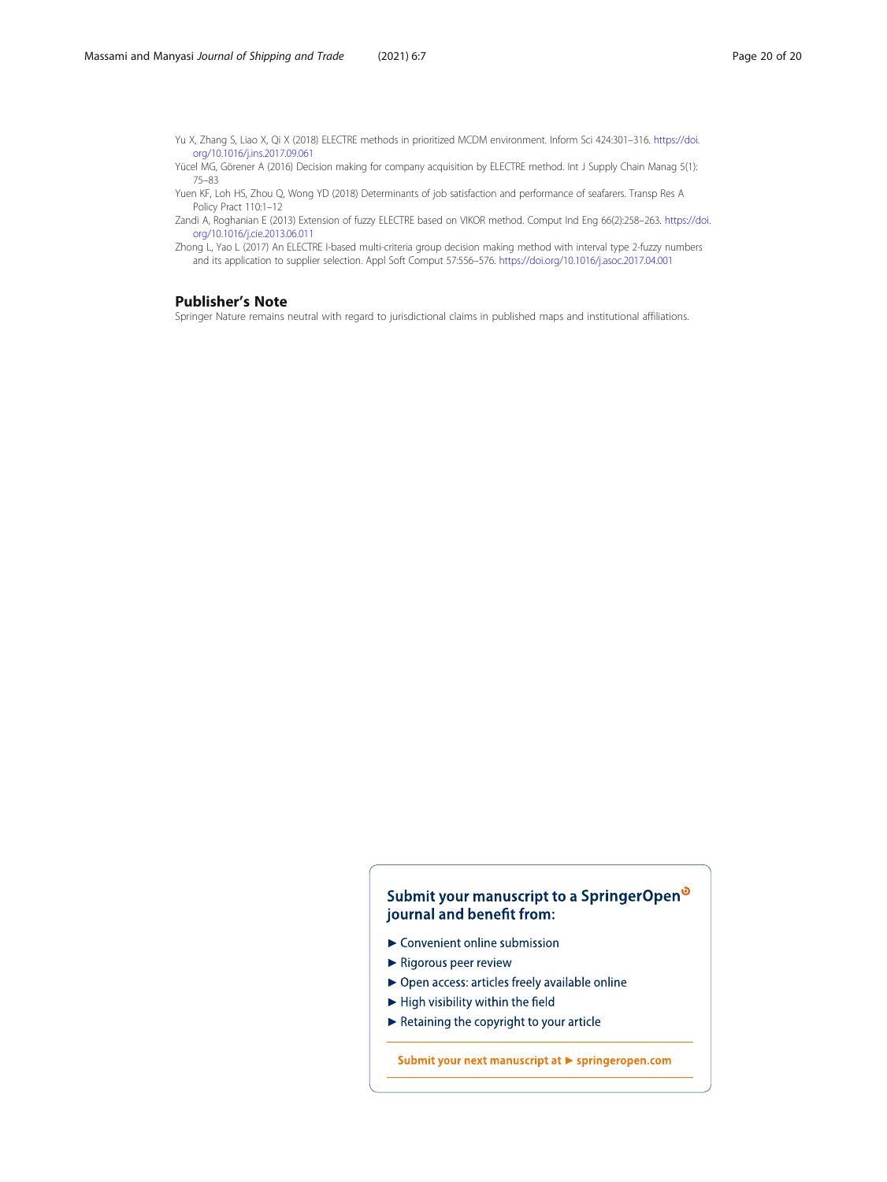Yu X, Zhang S, Liao X, Qi X (2018) ELECTRE methods in prioritized MCDM environment. Inform Sci 424:301–316. https://doi.org/10.1016/j.ins.2017.09.061

Yücel MG, Görener A (2016) Decision making for company acquisition by ELECTRE method. Int J Supply Chain Manag 5(1): 75–83

Yuen KF, Loh HS, Zhou Q, Wong YD (2018) Determinants of job satisfaction and performance of seafarers. Transp Res A Policy Pract 110:1–12

Zandi A, Roghanian E (2013) Extension of fuzzy ELECTRE based on VIKOR method. Comput Ind Eng 66(2):258–263. https://doi.org/10.1016/j.cie.2013.06.011

Zhong L, Yao L (2017) An ELECTRE I-based multi-criteria group decision making method with interval type 2-fuzzy numbers and its application to supplier selection. Appl Soft Comput 57:556–576. https://doi.org/10.1016/j.asoc.2017.04.001

## Publisher's Note

Springer Nature remains neutral with regard to jurisdictional claims in published maps and institutional affiliations.

**Submit your manuscript to a SpringerOpen journal and benefit from:**

- ► Convenient online submission
- ► Rigorous peer review
- ► Open access: articles freely available online
- ► High visibility within the field
- ► Retaining the copyright to your article

**Submit your next manuscript at ► springeropen.com**